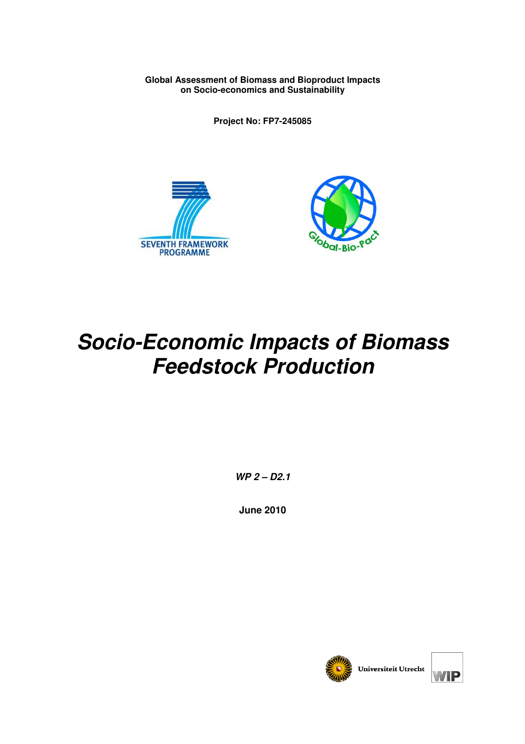**Global Assessment of Biomass and Bioproduct Impacts on Socio-economics and Sustainability**

**Project No: FP7-245085**

# *Socio-Economic Impacts of Biomass Feedstock Production*

***WP 2 – D2.1***

**June 2010**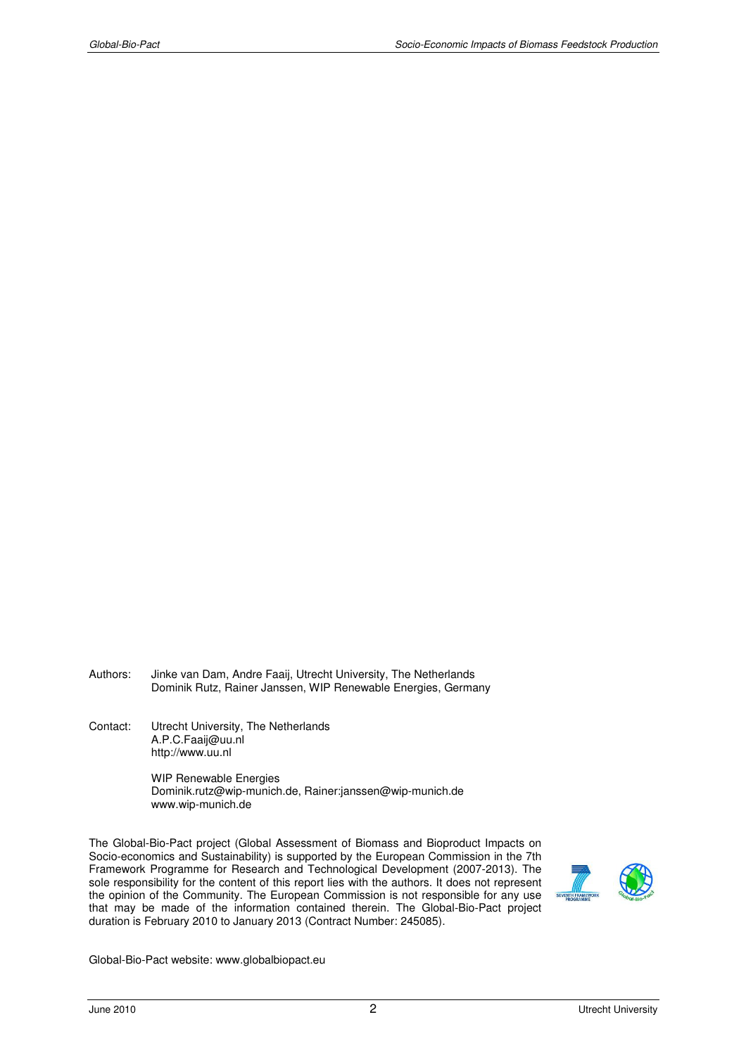Authors: Jinke van Dam, Andre Faaij, Utrecht University, The Netherlands
Dominik Rutz, Rainer Janssen, WIP Renewable Energies, Germany

Contact: Utrecht University, The Netherlands
A.P.C.Faaij@uu.nl
http://www.uu.nl

WIP Renewable Energies
Dominik.rutz@wip-munich.de, Rainer:janssen@wip-munich.de
www.wip-munich.de

The Global-Bio-Pact project (Global Assessment of Biomass and Bioproduct Impacts on Socio-economics and Sustainability) is supported by the European Commission in the 7th Framework Programme for Research and Technological Development (2007-2013). The sole responsibility for the content of this report lies with the authors. It does not represent the opinion of the Community. The European Commission is not responsible for any use that may be made of the information contained therein. The Global-Bio-Pact project duration is February 2010 to January 2013 (Contract Number: 245085).

Global-Bio-Pact website: www.globalbiopact.eu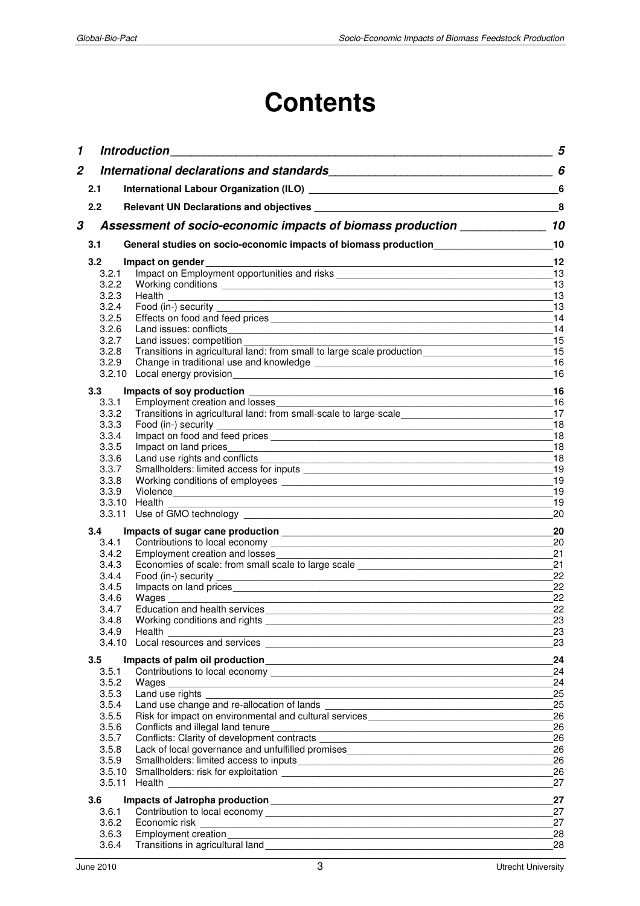# Contents

| | | |
|---|---|---|
| **1** | ***Introduction*** | ***5*** |
| **2** | ***International declarations and standards*** | ***6*** |
| **2.1** | **International Labour Organization (ILO)** | **6** |
| **2.2** | **Relevant UN Declarations and objectives** | **8** |
| **3** | ***Assessment of socio-economic impacts of biomass production*** | ***10*** |
| **3.1** | **General studies on socio-economic impacts of biomass production** | **10** |
| **3.2** | **Impact on gender** | **12** |
| 3.2.1 | Impact on Employment opportunities and risks | 13 |
| 3.2.2 | Working conditions | 13 |
| 3.2.3 | Health | 13 |
| 3.2.4 | Food (in-) security | 13 |
| 3.2.5 | Effects on food and feed prices | 14 |
| 3.2.6 | Land issues: conflicts | 14 |
| 3.2.7 | Land issues: competition | 15 |
| 3.2.8 | Transitions in agricultural land: from small to large scale production | 15 |
| 3.2.9 | Change in traditional use and knowledge | 16 |
| 3.2.10 | Local energy provision | 16 |
| **3.3** | **Impacts of soy production** | **16** |
| 3.3.1 | Employment creation and losses | 16 |
| 3.3.2 | Transitions in agricultural land: from small-scale to large-scale | 17 |
| 3.3.3 | Food (in-) security | 18 |
| 3.3.4 | Impact on food and feed prices | 18 |
| 3.3.5 | Impact on land prices | 18 |
| 3.3.6 | Land use rights and conflicts | 18 |
| 3.3.7 | Smallholders: limited access for inputs | 19 |
| 3.3.8 | Working conditions of employees | 19 |
| 3.3.9 | Violence | 19 |
| 3.3.10 | Health | 19 |
| 3.3.11 | Use of GMO technology | 20 |
| **3.4** | **Impacts of sugar cane production** | **20** |
| 3.4.1 | Contributions to local economy | 20 |
| 3.4.2 | Employment creation and losses | 21 |
| 3.4.3 | Economies of scale: from small scale to large scale | 21 |
| 3.4.4 | Food (in-) security | 22 |
| 3.4.5 | Impacts on land prices | 22 |
| 3.4.6 | Wages | 22 |
| 3.4.7 | Education and health services | 22 |
| 3.4.8 | Working conditions and rights | 23 |
| 3.4.9 | Health | 23 |
| 3.4.10 | Local resources and services | 23 |
| **3.5** | **Impacts of palm oil production** | **24** |
| 3.5.1 | Contributions to local economy | 24 |
| 3.5.2 | Wages | 24 |
| 3.5.3 | Land use rights | 25 |
| 3.5.4 | Land use change and re-allocation of lands | 25 |
| 3.5.5 | Risk for impact on environmental and cultural services | 26 |
| 3.5.6 | Conflicts and illegal land tenure | 26 |
| 3.5.7 | Conflicts: Clarity of development contracts | 26 |
| 3.5.8 | Lack of local governance and unfulfilled promises | 26 |
| 3.5.9 | Smallholders: limited access to inputs | 26 |
| 3.5.10 | Smallholders: risk for exploitation | 26 |
| 3.5.11 | Health | 27 |
| **3.6** | **Impacts of Jatropha production** | **27** |
| 3.6.1 | Contribution to local economy | 27 |
| 3.6.2 | Economic risk | 27 |
| 3.6.3 | Employment creation | 28 |
| 3.6.4 | Transitions in agricultural land | 28 |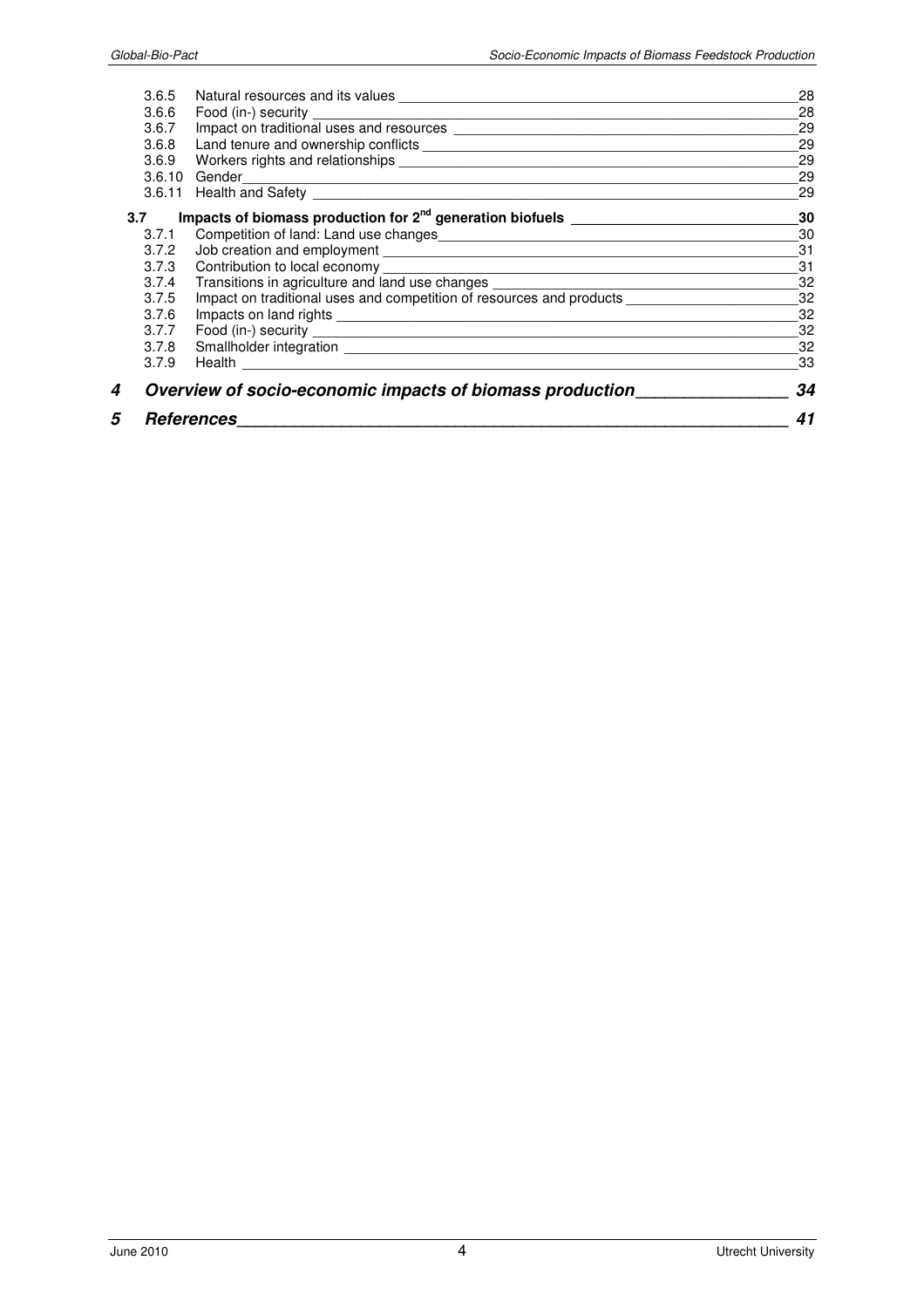3.6.5 Natural resources and its values 28
3.6.6 Food (in-) security 28
3.6.7 Impact on traditional uses and resources 29
3.6.8 Land tenure and ownership conflicts 29
3.6.9 Workers rights and relationships 29
3.6.10 Gender 29
3.6.11 Health and Safety 29

**3.7 Impacts of biomass production for 2nd generation biofuels 30**

3.7.1 Competition of land: Land use changes 30
3.7.2 Job creation and employment 31
3.7.3 Contribution to local economy 31
3.7.4 Transitions in agriculture and land use changes 32
3.7.5 Impact on traditional uses and competition of resources and products 32
3.7.6 Impacts on land rights 32
3.7.7 Food (in-) security 32
3.7.8 Smallholder integration 32
3.7.9 Health 33

***4 Overview of socio-economic impacts of biomass production 34***

***5 References 41***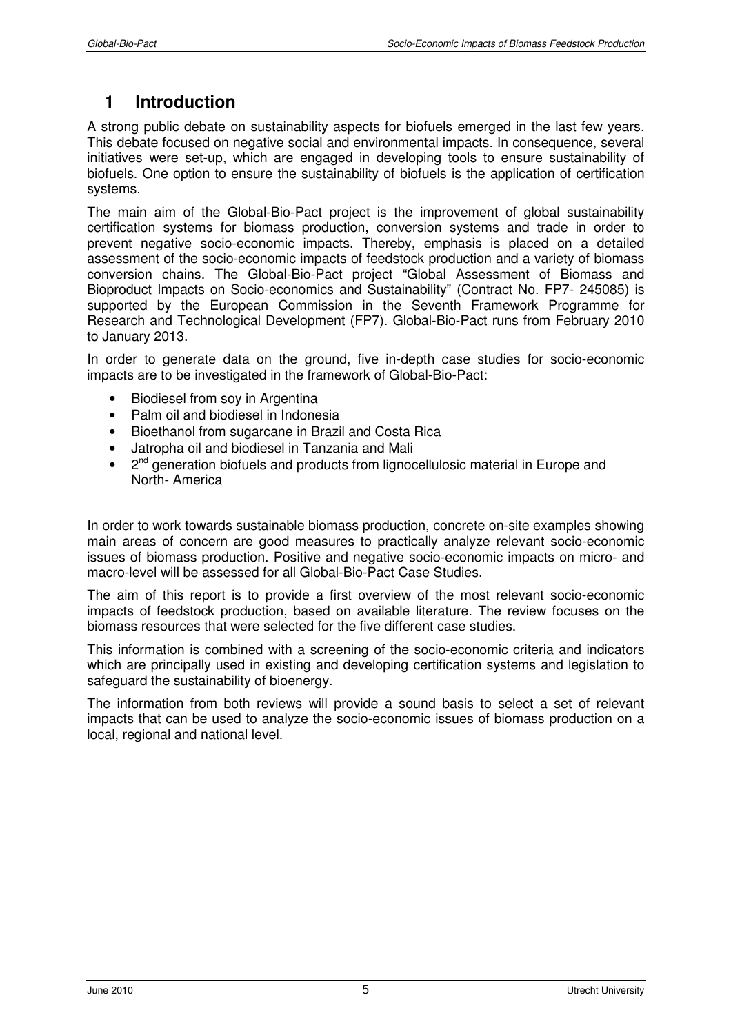# 1 Introduction

A strong public debate on sustainability aspects for biofuels emerged in the last few years. This debate focused on negative social and environmental impacts. In consequence, several initiatives were set-up, which are engaged in developing tools to ensure sustainability of biofuels. One option to ensure the sustainability of biofuels is the application of certification systems.

The main aim of the Global-Bio-Pact project is the improvement of global sustainability certification systems for biomass production, conversion systems and trade in order to prevent negative socio-economic impacts. Thereby, emphasis is placed on a detailed assessment of the socio-economic impacts of feedstock production and a variety of biomass conversion chains. The Global-Bio-Pact project "Global Assessment of Biomass and Bioproduct Impacts on Socio-economics and Sustainability" (Contract No. FP7- 245085) is supported by the European Commission in the Seventh Framework Programme for Research and Technological Development (FP7). Global-Bio-Pact runs from February 2010 to January 2013.

In order to generate data on the ground, five in-depth case studies for socio-economic impacts are to be investigated in the framework of Global-Bio-Pact:

- Biodiesel from soy in Argentina
- Palm oil and biodiesel in Indonesia
- Bioethanol from sugarcane in Brazil and Costa Rica
- Jatropha oil and biodiesel in Tanzania and Mali
- 2nd generation biofuels and products from lignocellulosic material in Europe and North- America

In order to work towards sustainable biomass production, concrete on-site examples showing main areas of concern are good measures to practically analyze relevant socio-economic issues of biomass production. Positive and negative socio-economic impacts on micro- and macro-level will be assessed for all Global-Bio-Pact Case Studies.

The aim of this report is to provide a first overview of the most relevant socio-economic impacts of feedstock production, based on available literature. The review focuses on the biomass resources that were selected for the five different case studies.

This information is combined with a screening of the socio-economic criteria and indicators which are principally used in existing and developing certification systems and legislation to safeguard the sustainability of bioenergy.

The information from both reviews will provide a sound basis to select a set of relevant impacts that can be used to analyze the socio-economic issues of biomass production on a local, regional and national level.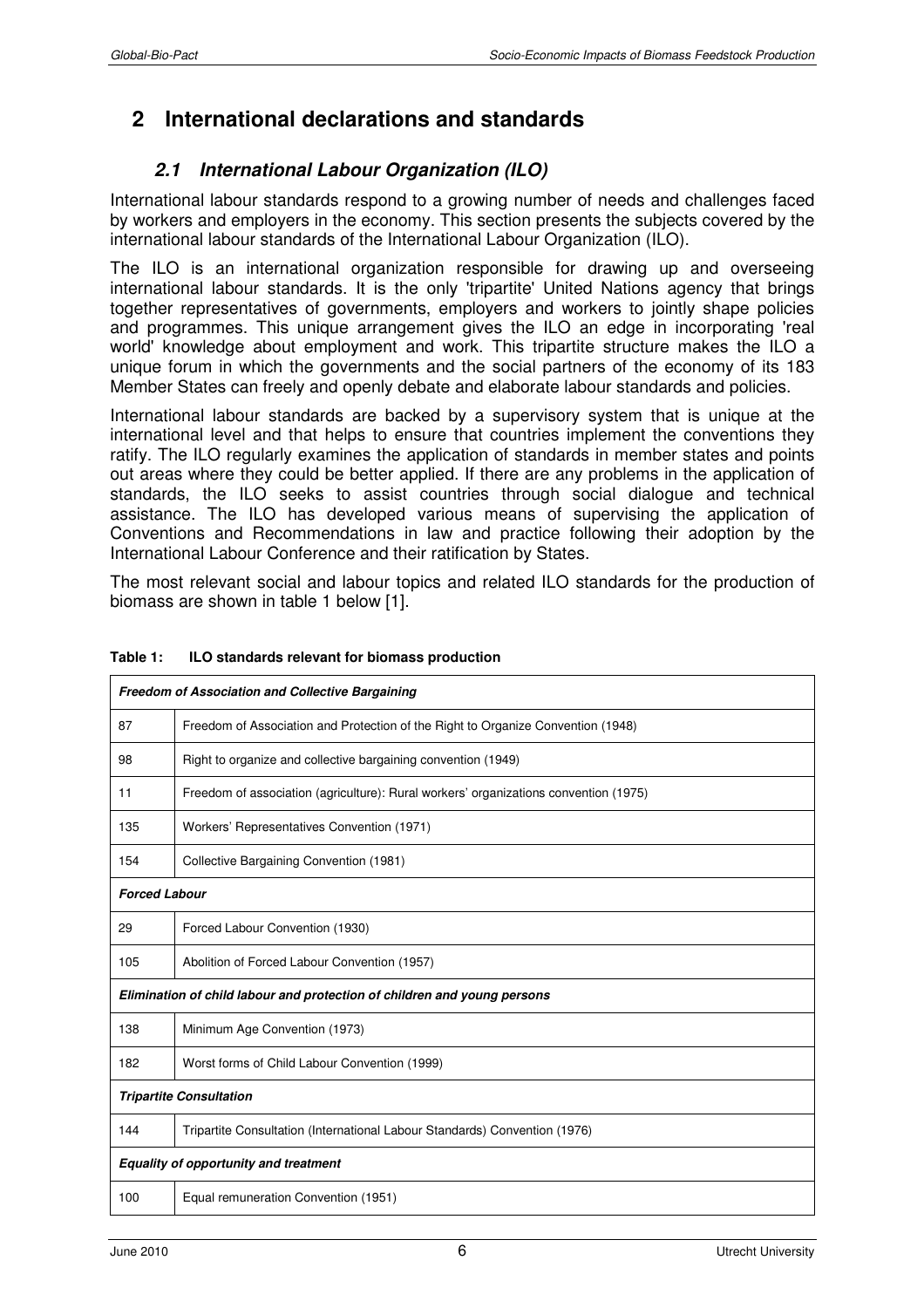# 2 International declarations and standards

## 2.1 International Labour Organization (ILO)

International labour standards respond to a growing number of needs and challenges faced by workers and employers in the economy. This section presents the subjects covered by the international labour standards of the International Labour Organization (ILO).

The ILO is an international organization responsible for drawing up and overseeing international labour standards. It is the only 'tripartite' United Nations agency that brings together representatives of governments, employers and workers to jointly shape policies and programmes. This unique arrangement gives the ILO an edge in incorporating 'real world' knowledge about employment and work. This tripartite structure makes the ILO a unique forum in which the governments and the social partners of the economy of its 183 Member States can freely and openly debate and elaborate labour standards and policies.

International labour standards are backed by a supervisory system that is unique at the international level and that helps to ensure that countries implement the conventions they ratify. The ILO regularly examines the application of standards in member states and points out areas where they could be better applied. If there are any problems in the application of standards, the ILO seeks to assist countries through social dialogue and technical assistance. The ILO has developed various means of supervising the application of Conventions and Recommendations in law and practice following their adoption by the International Labour Conference and their ratification by States.

The most relevant social and labour topics and related ILO standards for the production of biomass are shown in table 1 below [1].

**Table 1: ILO standards relevant for biomass production**

| | |
|---|---|
| ***Freedom of Association and Collective Bargaining*** | |
| 87 | Freedom of Association and Protection of the Right to Organize Convention (1948) |
| 98 | Right to organize and collective bargaining convention (1949) |
| 11 | Freedom of association (agriculture): Rural workers' organizations convention (1975) |
| 135 | Workers' Representatives Convention (1971) |
| 154 | Collective Bargaining Convention (1981) |
| ***Forced Labour*** | |
| 29 | Forced Labour Convention (1930) |
| 105 | Abolition of Forced Labour Convention (1957) |
| ***Elimination of child labour and protection of children and young persons*** | |
| 138 | Minimum Age Convention (1973) |
| 182 | Worst forms of Child Labour Convention (1999) |
| ***Tripartite Consultation*** | |
| 144 | Tripartite Consultation (International Labour Standards) Convention (1976) |
| ***Equality of opportunity and treatment*** | |
| 100 | Equal remuneration Convention (1951) |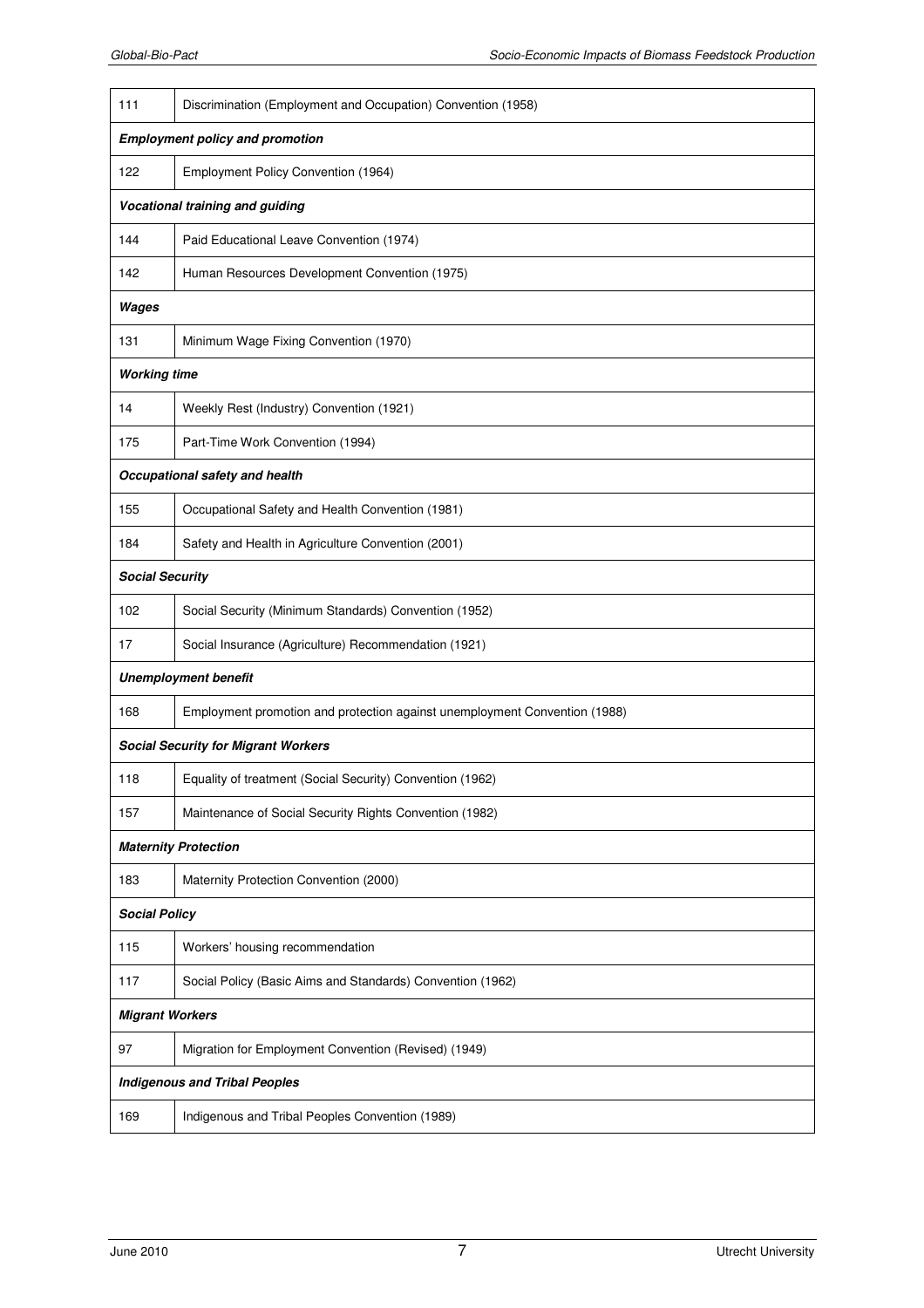| | |
|---|---|
| 111 | Discrimination (Employment and Occupation) Convention (1958) |
| ***Employment policy and promotion*** | |
| 122 | Employment Policy Convention (1964) |
| ***Vocational training and guiding*** | |
| 144 | Paid Educational Leave Convention (1974) |
| 142 | Human Resources Development Convention (1975) |
| ***Wages*** | |
| 131 | Minimum Wage Fixing Convention (1970) |
| ***Working time*** | |
| 14 | Weekly Rest (Industry) Convention (1921) |
| 175 | Part-Time Work Convention (1994) |
| ***Occupational safety and health*** | |
| 155 | Occupational Safety and Health Convention (1981) |
| 184 | Safety and Health in Agriculture Convention (2001) |
| ***Social Security*** | |
| 102 | Social Security (Minimum Standards) Convention (1952) |
| 17 | Social Insurance (Agriculture) Recommendation (1921) |
| ***Unemployment benefit*** | |
| 168 | Employment promotion and protection against unemployment Convention (1988) |
| ***Social Security for Migrant Workers*** | |
| 118 | Equality of treatment (Social Security) Convention (1962) |
| 157 | Maintenance of Social Security Rights Convention (1982) |
| ***Maternity Protection*** | |
| 183 | Maternity Protection Convention (2000) |
| ***Social Policy*** | |
| 115 | Workers' housing recommendation |
| 117 | Social Policy (Basic Aims and Standards) Convention (1962) |
| ***Migrant Workers*** | |
| 97 | Migration for Employment Convention (Revised) (1949) |
| ***Indigenous and Tribal Peoples*** | |
| 169 | Indigenous and Tribal Peoples Convention (1989) |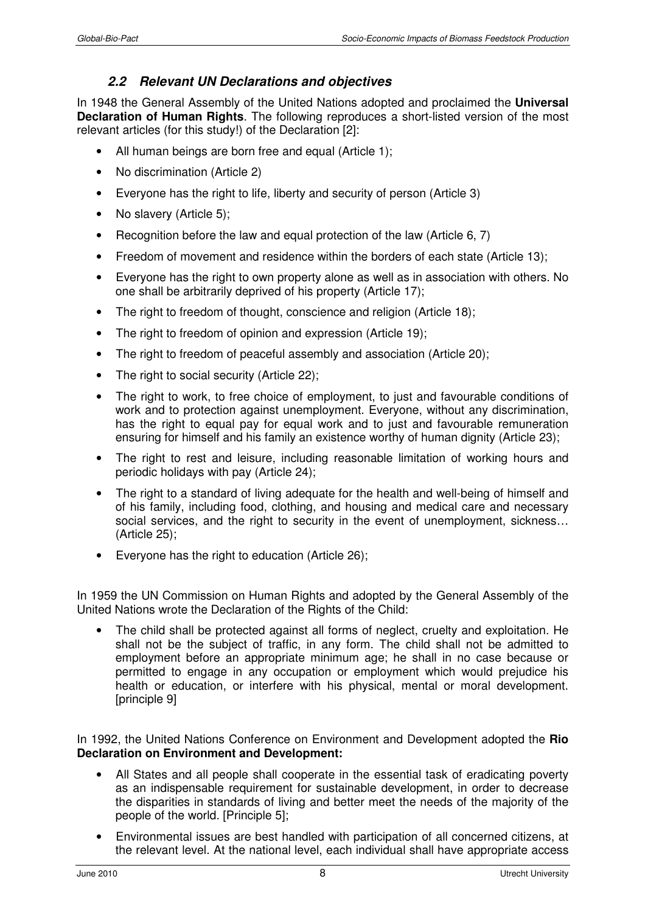## *2.2 Relevant UN Declarations and objectives*

In 1948 the General Assembly of the United Nations adopted and proclaimed the **Universal Declaration of Human Rights**. The following reproduces a short-listed version of the most relevant articles (for this study!) of the Declaration [2]:

- All human beings are born free and equal (Article 1);
- No discrimination (Article 2)
- Everyone has the right to life, liberty and security of person (Article 3)
- No slavery (Article 5);
- Recognition before the law and equal protection of the law (Article 6, 7)
- Freedom of movement and residence within the borders of each state (Article 13);
- Everyone has the right to own property alone as well as in association with others. No one shall be arbitrarily deprived of his property (Article 17);
- The right to freedom of thought, conscience and religion (Article 18);
- The right to freedom of opinion and expression (Article 19);
- The right to freedom of peaceful assembly and association (Article 20);
- The right to social security (Article 22);
- The right to work, to free choice of employment, to just and favourable conditions of work and to protection against unemployment. Everyone, without any discrimination, has the right to equal pay for equal work and to just and favourable remuneration ensuring for himself and his family an existence worthy of human dignity (Article 23);
- The right to rest and leisure, including reasonable limitation of working hours and periodic holidays with pay (Article 24);
- The right to a standard of living adequate for the health and well-being of himself and of his family, including food, clothing, and housing and medical care and necessary social services, and the right to security in the event of unemployment, sickness… (Article 25);
- Everyone has the right to education (Article 26);

In 1959 the UN Commission on Human Rights and adopted by the General Assembly of the United Nations wrote the Declaration of the Rights of the Child:

- The child shall be protected against all forms of neglect, cruelty and exploitation. He shall not be the subject of traffic, in any form. The child shall not be admitted to employment before an appropriate minimum age; he shall in no case because or permitted to engage in any occupation or employment which would prejudice his health or education, or interfere with his physical, mental or moral development. [principle 9]

In 1992, the United Nations Conference on Environment and Development adopted the **Rio Declaration on Environment and Development:**

- All States and all people shall cooperate in the essential task of eradicating poverty as an indispensable requirement for sustainable development, in order to decrease the disparities in standards of living and better meet the needs of the majority of the people of the world. [Principle 5];
- Environmental issues are best handled with participation of all concerned citizens, at the relevant level. At the national level, each individual shall have appropriate access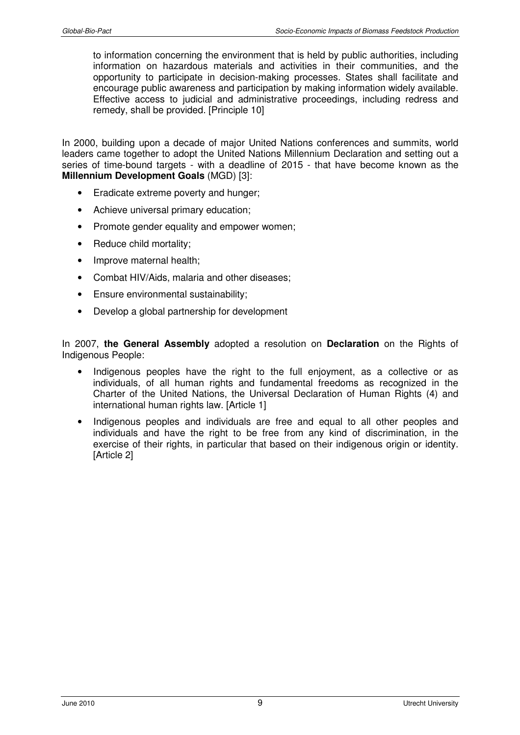to information concerning the environment that is held by public authorities, including information on hazardous materials and activities in their communities, and the opportunity to participate in decision-making processes. States shall facilitate and encourage public awareness and participation by making information widely available. Effective access to judicial and administrative proceedings, including redress and remedy, shall be provided. [Principle 10]

In 2000, building upon a decade of major United Nations conferences and summits, world leaders came together to adopt the United Nations Millennium Declaration and setting out a series of time-bound targets - with a deadline of 2015 - that have become known as the **Millennium Development Goals** (MGD) [3]:

- Eradicate extreme poverty and hunger;
- Achieve universal primary education;
- Promote gender equality and empower women;
- Reduce child mortality;
- Improve maternal health;
- Combat HIV/Aids, malaria and other diseases;
- Ensure environmental sustainability;
- Develop a global partnership for development

In 2007, **the General Assembly** adopted a resolution on **Declaration** on the Rights of Indigenous People:

- Indigenous peoples have the right to the full enjoyment, as a collective or as individuals, of all human rights and fundamental freedoms as recognized in the Charter of the United Nations, the Universal Declaration of Human Rights (4) and international human rights law. [Article 1]
- Indigenous peoples and individuals are free and equal to all other peoples and individuals and have the right to be free from any kind of discrimination, in the exercise of their rights, in particular that based on their indigenous origin or identity. [Article 2]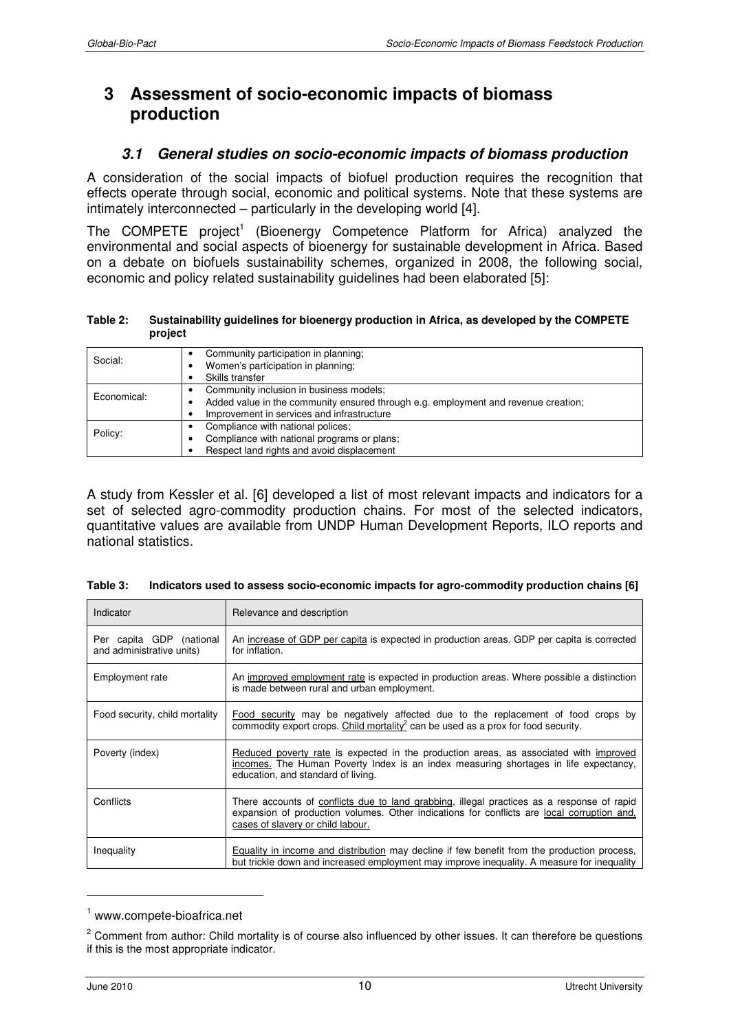# 3 Assessment of socio-economic impacts of biomass production

## 3.1 General studies on socio-economic impacts of biomass production

A consideration of the social impacts of biofuel production requires the recognition that effects operate through social, economic and political systems. Note that these systems are intimately interconnected – particularly in the developing world [4].

The COMPETE project[1] (Bioenergy Competence Platform for Africa) analyzed the environmental and social aspects of bioenergy for sustainable development in Africa. Based on a debate on biofuels sustainability schemes, organized in 2008, the following social, economic and policy related sustainability guidelines had been elaborated [5]:

**Table 2: Sustainability guidelines for bioenergy production in Africa, as developed by the COMPETE project**

| | |
|---|---|
| Social: | • Community participation in planning;<br>• Women's participation in planning;<br>• Skills transfer |
| Economical: | • Community inclusion in business models;<br>• Added value in the community ensured through e.g. employment and revenue creation;<br>• Improvement in services and infrastructure |
| Policy: | • Compliance with national polices;<br>• Compliance with national programs or plans;<br>• Respect land rights and avoid displacement |

A study from Kessler et al. [6] developed a list of most relevant impacts and indicators for a set of selected agro-commodity production chains. For most of the selected indicators, quantitative values are available from UNDP Human Development Reports, ILO reports and national statistics.

**Table 3: Indicators used to assess socio-economic impacts for agro-commodity production chains [6]**

| Indicator | Relevance and description |
|---|---|
| Per capita GDP (national and administrative units) | An increase of GDP per capita is expected in production areas. GDP per capita is corrected for inflation. |
| Employment rate | An improved employment rate is expected in production areas. Where possible a distinction is made between rural and urban employment. |
| Food security, child mortality | Food security may be negatively affected due to the replacement of food crops by commodity export crops. Child mortality[2] can be used as a prox for food security. |
| Poverty (index) | Reduced poverty rate is expected in the production areas, as associated with improved incomes. The Human Poverty Index is an index measuring shortages in life expectancy, education, and standard of living. |
| Conflicts | There accounts of conflicts due to land grabbing, illegal practices as a response of rapid expansion of production volumes. Other indications for conflicts are local corruption and, cases of slavery or child labour. |
| Inequality | Equality in income and distribution may decline if few benefit from the production process, but trickle down and increased employment may improve inequality. A measure for inequality |

[1] www.compete-bioafrica.net

[2] Comment from author: Child mortality is of course also influenced by other issues. It can therefore be questions if this is the most appropriate indicator.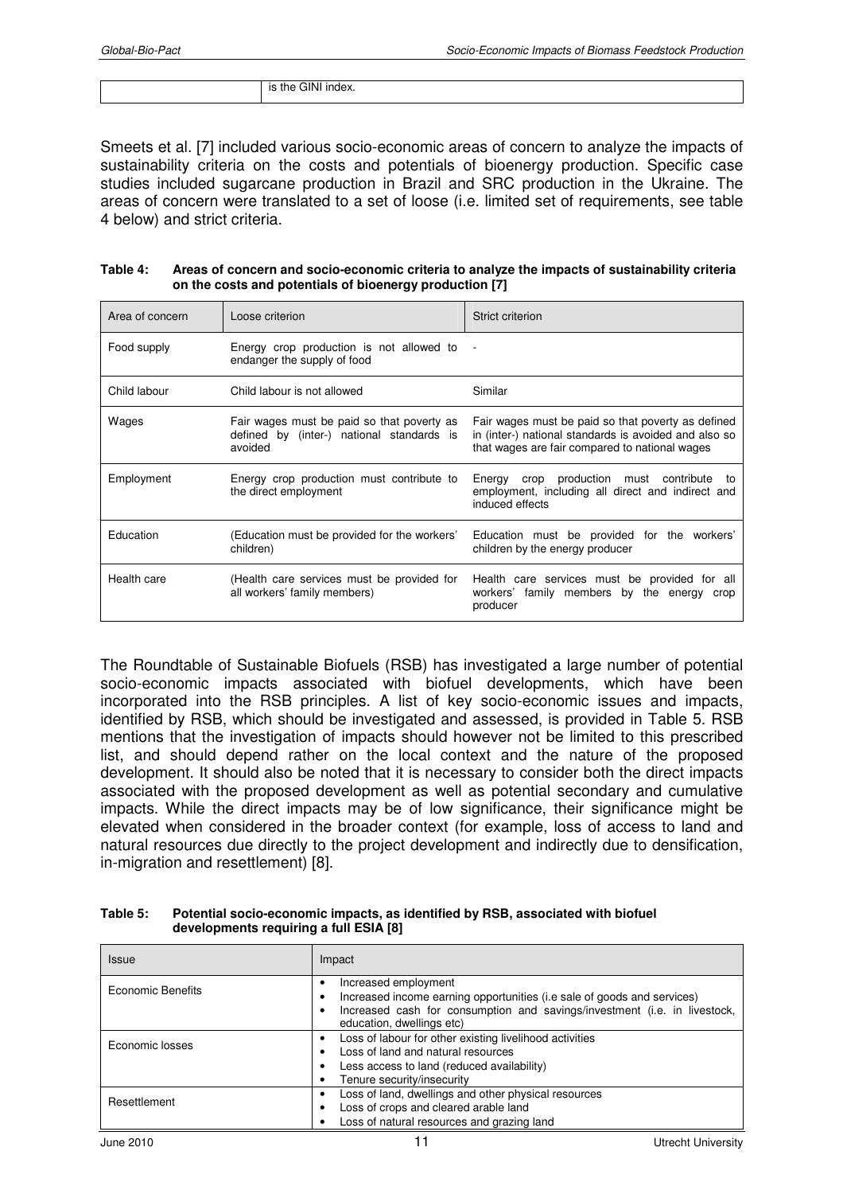| | is the GINI index. |
|---|---|

Smeets et al. [7] included various socio-economic areas of concern to analyze the impacts of sustainability criteria on the costs and potentials of bioenergy production. Specific case studies included sugarcane production in Brazil and SRC production in the Ukraine. The areas of concern were translated to a set of loose (i.e. limited set of requirements, see table 4 below) and strict criteria.

**Table 4: Areas of concern and socio-economic criteria to analyze the impacts of sustainability criteria on the costs and potentials of bioenergy production [7]**

| Area of concern | Loose criterion | Strict criterion |
|---|---|---|
| Food supply | Energy crop production is not allowed to endanger the supply of food | - |
| Child labour | Child labour is not allowed | Similar |
| Wages | Fair wages must be paid so that poverty as defined by (inter-) national standards is avoided | Fair wages must be paid so that poverty as defined in (inter-) national standards is avoided and also so that wages are fair compared to national wages |
| Employment | Energy crop production must contribute to the direct employment | Energy crop production must contribute to employment, including all direct and indirect and induced effects |
| Education | (Education must be provided for the workers' children) | Education must be provided for the workers' children by the energy producer |
| Health care | (Health care services must be provided for all workers' family members) | Health care services must be provided for all workers' family members by the energy crop producer |

The Roundtable of Sustainable Biofuels (RSB) has investigated a large number of potential socio-economic impacts associated with biofuel developments, which have been incorporated into the RSB principles. A list of key socio-economic issues and impacts, identified by RSB, which should be investigated and assessed, is provided in Table 5. RSB mentions that the investigation of impacts should however not be limited to this prescribed list, and should depend rather on the local context and the nature of the proposed development. It should also be noted that it is necessary to consider both the direct impacts associated with the proposed development as well as potential secondary and cumulative impacts. While the direct impacts may be of low significance, their significance might be elevated when considered in the broader context (for example, loss of access to land and natural resources due directly to the project development and indirectly due to densification, in-migration and resettlement) [8].

**Table 5: Potential socio-economic impacts, as identified by RSB, associated with biofuel developments requiring a full ESIA [8]**

| Issue | Impact |
|---|---|
| Economic Benefits | • Increased employment<br>• Increased income earning opportunities (i.e sale of goods and services)<br>• Increased cash for consumption and savings/investment (i.e. in livestock, education, dwellings etc) |
| Economic losses | • Loss of labour for other existing livelihood activities<br>• Loss of land and natural resources<br>• Less access to land (reduced availability)<br>• Tenure security/insecurity |
| Resettlement | • Loss of land, dwellings and other physical resources<br>• Loss of crops and cleared arable land<br>• Loss of natural resources and grazing land |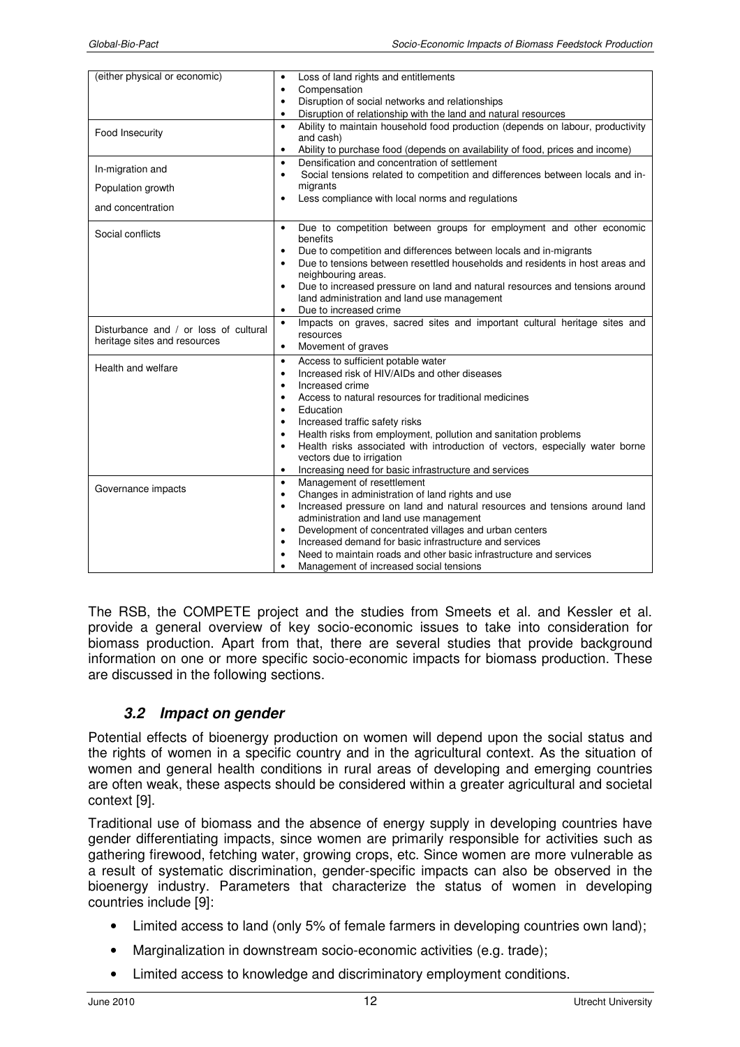| | |
|---|---|
| (either physical or economic) | • Loss of land rights and entitlements<br>• Compensation<br>• Disruption of social networks and relationships<br>• Disruption of relationship with the land and natural resources |
| Food Insecurity | • Ability to maintain household food production (depends on labour, productivity and cash)<br>• Ability to purchase food (depends on availability of food, prices and income) |
| In-migration and<br>Population growth<br>and concentration | • Densification and concentration of settlement<br>• Social tensions related to competition and differences between locals and in-migrants<br>• Less compliance with local norms and regulations |
| Social conflicts | • Due to competition between groups for employment and other economic benefits<br>• Due to competition and differences between locals and in-migrants<br>• Due to tensions between resettled households and residents in host areas and neighbouring areas.<br>• Due to increased pressure on land and natural resources and tensions around land administration and land use management<br>• Due to increased crime |
| Disturbance and / or loss of cultural heritage sites and resources | • Impacts on graves, sacred sites and important cultural heritage sites and resources<br>• Movement of graves |
| Health and welfare | • Access to sufficient potable water<br>• Increased risk of HIV/AIDs and other diseases<br>• Increased crime<br>• Access to natural resources for traditional medicines<br>• Education<br>• Increased traffic safety risks<br>• Health risks from employment, pollution and sanitation problems<br>• Health risks associated with introduction of vectors, especially water borne vectors due to irrigation<br>• Increasing need for basic infrastructure and services |
| Governance impacts | • Management of resettlement<br>• Changes in administration of land rights and use<br>• Increased pressure on land and natural resources and tensions around land administration and land use management<br>• Development of concentrated villages and urban centers<br>• Increased demand for basic infrastructure and services<br>• Need to maintain roads and other basic infrastructure and services<br>• Management of increased social tensions |

The RSB, the COMPETE project and the studies from Smeets et al. and Kessler et al. provide a general overview of key socio-economic issues to take into consideration for biomass production. Apart from that, there are several studies that provide background information on one or more specific socio-economic impacts for biomass production. These are discussed in the following sections.

### 3.2 Impact on gender

Potential effects of bioenergy production on women will depend upon the social status and the rights of women in a specific country and in the agricultural context. As the situation of women and general health conditions in rural areas of developing and emerging countries are often weak, these aspects should be considered within a greater agricultural and societal context [9].

Traditional use of biomass and the absence of energy supply in developing countries have gender differentiating impacts, since women are primarily responsible for activities such as gathering firewood, fetching water, growing crops, etc. Since women are more vulnerable as a result of systematic discrimination, gender-specific impacts can also be observed in the bioenergy industry. Parameters that characterize the status of women in developing countries include [9]:

- Limited access to land (only 5% of female farmers in developing countries own land);
- Marginalization in downstream socio-economic activities (e.g. trade);
- Limited access to knowledge and discriminatory employment conditions.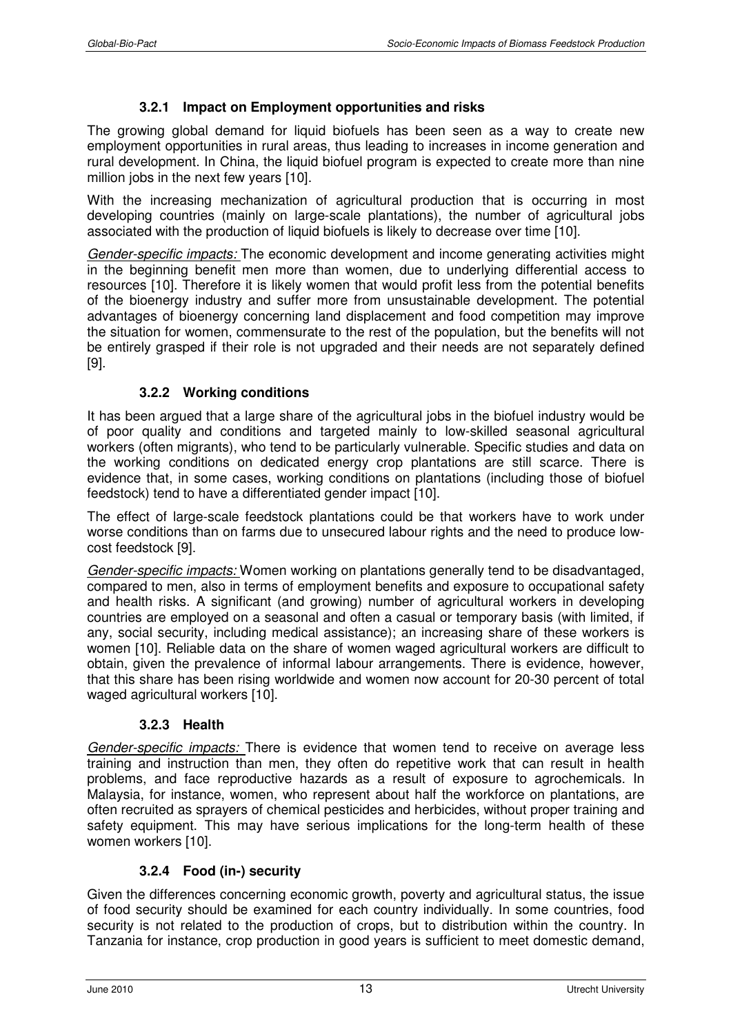### 3.2.1 Impact on Employment opportunities and risks

The growing global demand for liquid biofuels has been seen as a way to create new employment opportunities in rural areas, thus leading to increases in income generation and rural development. In China, the liquid biofuel program is expected to create more than nine million jobs in the next few years [10].

With the increasing mechanization of agricultural production that is occurring in most developing countries (mainly on large-scale plantations), the number of agricultural jobs associated with the production of liquid biofuels is likely to decrease over time [10].

*Gender-specific impacts:* The economic development and income generating activities might in the beginning benefit men more than women, due to underlying differential access to resources [10]. Therefore it is likely women that would profit less from the potential benefits of the bioenergy industry and suffer more from unsustainable development. The potential advantages of bioenergy concerning land displacement and food competition may improve the situation for women, commensurate to the rest of the population, but the benefits will not be entirely grasped if their role is not upgraded and their needs are not separately defined [9].

### 3.2.2 Working conditions

It has been argued that a large share of the agricultural jobs in the biofuel industry would be of poor quality and conditions and targeted mainly to low-skilled seasonal agricultural workers (often migrants), who tend to be particularly vulnerable. Specific studies and data on the working conditions on dedicated energy crop plantations are still scarce. There is evidence that, in some cases, working conditions on plantations (including those of biofuel feedstock) tend to have a differentiated gender impact [10].

The effect of large-scale feedstock plantations could be that workers have to work under worse conditions than on farms due to unsecured labour rights and the need to produce low-cost feedstock [9].

*Gender-specific impacts:* Women working on plantations generally tend to be disadvantaged, compared to men, also in terms of employment benefits and exposure to occupational safety and health risks. A significant (and growing) number of agricultural workers in developing countries are employed on a seasonal and often a casual or temporary basis (with limited, if any, social security, including medical assistance); an increasing share of these workers is women [10]. Reliable data on the share of women waged agricultural workers are difficult to obtain, given the prevalence of informal labour arrangements. There is evidence, however, that this share has been rising worldwide and women now account for 20-30 percent of total waged agricultural workers [10].

### 3.2.3 Health

*Gender-specific impacts:* There is evidence that women tend to receive on average less training and instruction than men, they often do repetitive work that can result in health problems, and face reproductive hazards as a result of exposure to agrochemicals. In Malaysia, for instance, women, who represent about half the workforce on plantations, are often recruited as sprayers of chemical pesticides and herbicides, without proper training and safety equipment. This may have serious implications for the long-term health of these women workers [10].

### 3.2.4 Food (in-) security

Given the differences concerning economic growth, poverty and agricultural status, the issue of food security should be examined for each country individually. In some countries, food security is not related to the production of crops, but to distribution within the country. In Tanzania for instance, crop production in good years is sufficient to meet domestic demand,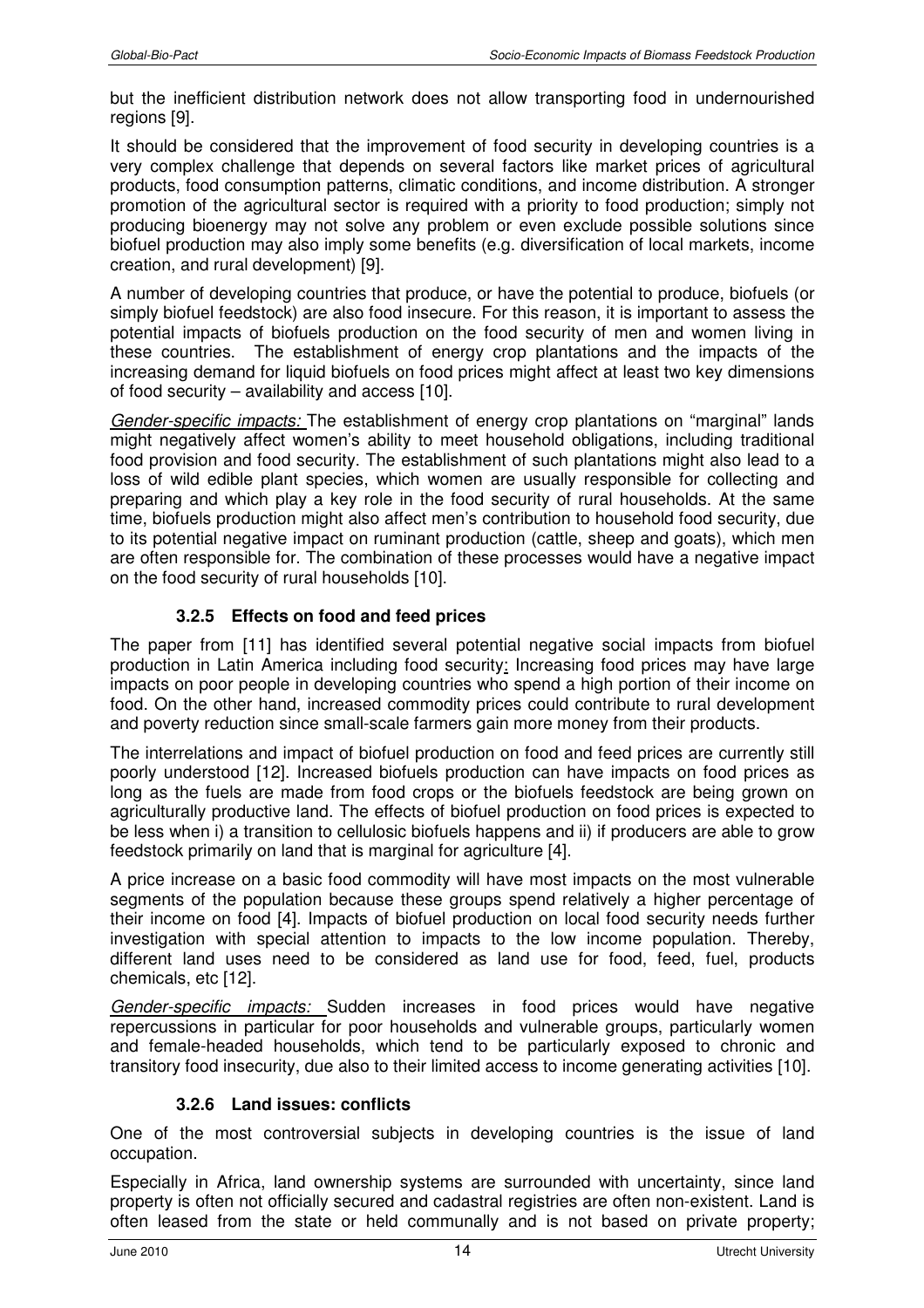but the inefficient distribution network does not allow transporting food in undernourished regions [9].

It should be considered that the improvement of food security in developing countries is a very complex challenge that depends on several factors like market prices of agricultural products, food consumption patterns, climatic conditions, and income distribution. A stronger promotion of the agricultural sector is required with a priority to food production; simply not producing bioenergy may not solve any problem or even exclude possible solutions since biofuel production may also imply some benefits (e.g. diversification of local markets, income creation, and rural development) [9].

A number of developing countries that produce, or have the potential to produce, biofuels (or simply biofuel feedstock) are also food insecure. For this reason, it is important to assess the potential impacts of biofuels production on the food security of men and women living in these countries. The establishment of energy crop plantations and the impacts of the increasing demand for liquid biofuels on food prices might affect at least two key dimensions of food security – availability and access [10].

*Gender-specific impacts:* The establishment of energy crop plantations on "marginal" lands might negatively affect women's ability to meet household obligations, including traditional food provision and food security. The establishment of such plantations might also lead to a loss of wild edible plant species, which women are usually responsible for collecting and preparing and which play a key role in the food security of rural households. At the same time, biofuels production might also affect men's contribution to household food security, due to its potential negative impact on ruminant production (cattle, sheep and goats), which men are often responsible for. The combination of these processes would have a negative impact on the food security of rural households [10].

### 3.2.5 Effects on food and feed prices

The paper from [11] has identified several potential negative social impacts from biofuel production in Latin America including food security: Increasing food prices may have large impacts on poor people in developing countries who spend a high portion of their income on food. On the other hand, increased commodity prices could contribute to rural development and poverty reduction since small-scale farmers gain more money from their products.

The interrelations and impact of biofuel production on food and feed prices are currently still poorly understood [12]. Increased biofuels production can have impacts on food prices as long as the fuels are made from food crops or the biofuels feedstock are being grown on agriculturally productive land. The effects of biofuel production on food prices is expected to be less when i) a transition to cellulosic biofuels happens and ii) if producers are able to grow feedstock primarily on land that is marginal for agriculture [4].

A price increase on a basic food commodity will have most impacts on the most vulnerable segments of the population because these groups spend relatively a higher percentage of their income on food [4]. Impacts of biofuel production on local food security needs further investigation with special attention to impacts to the low income population. Thereby, different land uses need to be considered as land use for food, feed, fuel, products chemicals, etc [12].

*Gender-specific impacts:* Sudden increases in food prices would have negative repercussions in particular for poor households and vulnerable groups, particularly women and female-headed households, which tend to be particularly exposed to chronic and transitory food insecurity, due also to their limited access to income generating activities [10].

### 3.2.6 Land issues: conflicts

One of the most controversial subjects in developing countries is the issue of land occupation.

Especially in Africa, land ownership systems are surrounded with uncertainty, since land property is often not officially secured and cadastral registries are often non-existent. Land is often leased from the state or held communally and is not based on private property;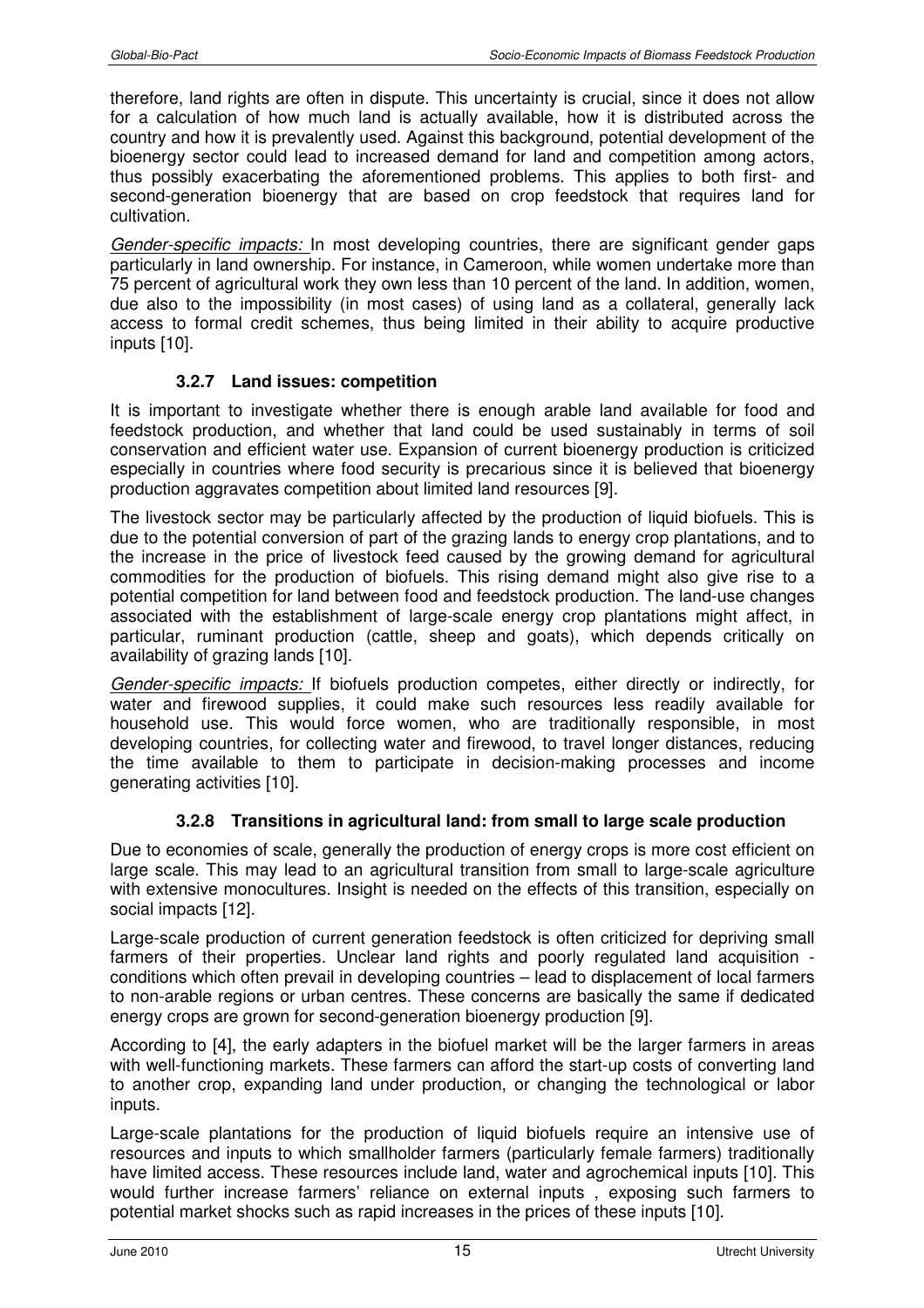therefore, land rights are often in dispute. This uncertainty is crucial, since it does not allow for a calculation of how much land is actually available, how it is distributed across the country and how it is prevalently used. Against this background, potential development of the bioenergy sector could lead to increased demand for land and competition among actors, thus possibly exacerbating the aforementioned problems. This applies to both first- and second-generation bioenergy that are based on crop feedstock that requires land for cultivation.

*Gender-specific impacts:* In most developing countries, there are significant gender gaps particularly in land ownership. For instance, in Cameroon, while women undertake more than 75 percent of agricultural work they own less than 10 percent of the land. In addition, women, due also to the impossibility (in most cases) of using land as a collateral, generally lack access to formal credit schemes, thus being limited in their ability to acquire productive inputs [10].

### 3.2.7 Land issues: competition

It is important to investigate whether there is enough arable land available for food and feedstock production, and whether that land could be used sustainably in terms of soil conservation and efficient water use. Expansion of current bioenergy production is criticized especially in countries where food security is precarious since it is believed that bioenergy production aggravates competition about limited land resources [9].

The livestock sector may be particularly affected by the production of liquid biofuels. This is due to the potential conversion of part of the grazing lands to energy crop plantations, and to the increase in the price of livestock feed caused by the growing demand for agricultural commodities for the production of biofuels. This rising demand might also give rise to a potential competition for land between food and feedstock production. The land-use changes associated with the establishment of large-scale energy crop plantations might affect, in particular, ruminant production (cattle, sheep and goats), which depends critically on availability of grazing lands [10].

*Gender-specific impacts:* If biofuels production competes, either directly or indirectly, for water and firewood supplies, it could make such resources less readily available for household use. This would force women, who are traditionally responsible, in most developing countries, for collecting water and firewood, to travel longer distances, reducing the time available to them to participate in decision-making processes and income generating activities [10].

### 3.2.8 Transitions in agricultural land: from small to large scale production

Due to economies of scale, generally the production of energy crops is more cost efficient on large scale. This may lead to an agricultural transition from small to large-scale agriculture with extensive monocultures. Insight is needed on the effects of this transition, especially on social impacts [12].

Large-scale production of current generation feedstock is often criticized for depriving small farmers of their properties. Unclear land rights and poorly regulated land acquisition - conditions which often prevail in developing countries – lead to displacement of local farmers to non-arable regions or urban centres. These concerns are basically the same if dedicated energy crops are grown for second-generation bioenergy production [9].

According to [4], the early adapters in the biofuel market will be the larger farmers in areas with well-functioning markets. These farmers can afford the start-up costs of converting land to another crop, expanding land under production, or changing the technological or labor inputs.

Large-scale plantations for the production of liquid biofuels require an intensive use of resources and inputs to which smallholder farmers (particularly female farmers) traditionally have limited access. These resources include land, water and agrochemical inputs [10]. This would further increase farmers' reliance on external inputs , exposing such farmers to potential market shocks such as rapid increases in the prices of these inputs [10].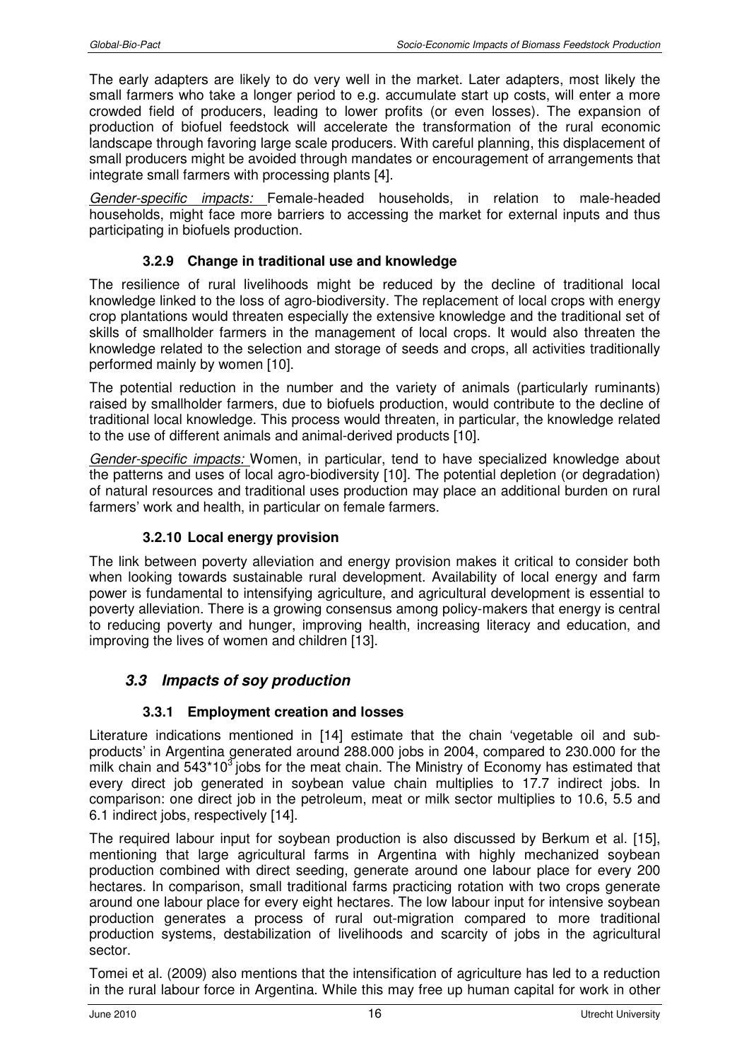The early adapters are likely to do very well in the market. Later adapters, most likely the small farmers who take a longer period to e.g. accumulate start up costs, will enter a more crowded field of producers, leading to lower profits (or even losses). The expansion of production of biofuel feedstock will accelerate the transformation of the rural economic landscape through favoring large scale producers. With careful planning, this displacement of small producers might be avoided through mandates or encouragement of arrangements that integrate small farmers with processing plants [4].

*Gender-specific impacts:* Female-headed households, in relation to male-headed households, might face more barriers to accessing the market for external inputs and thus participating in biofuels production.

#### 3.2.9 Change in traditional use and knowledge

The resilience of rural livelihoods might be reduced by the decline of traditional local knowledge linked to the loss of agro-biodiversity. The replacement of local crops with energy crop plantations would threaten especially the extensive knowledge and the traditional set of skills of smallholder farmers in the management of local crops. It would also threaten the knowledge related to the selection and storage of seeds and crops, all activities traditionally performed mainly by women [10].

The potential reduction in the number and the variety of animals (particularly ruminants) raised by smallholder farmers, due to biofuels production, would contribute to the decline of traditional local knowledge. This process would threaten, in particular, the knowledge related to the use of different animals and animal-derived products [10].

*Gender-specific impacts:* Women, in particular, tend to have specialized knowledge about the patterns and uses of local agro-biodiversity [10]. The potential depletion (or degradation) of natural resources and traditional uses production may place an additional burden on rural farmers' work and health, in particular on female farmers.

#### 3.2.10 Local energy provision

The link between poverty alleviation and energy provision makes it critical to consider both when looking towards sustainable rural development. Availability of local energy and farm power is fundamental to intensifying agriculture, and agricultural development is essential to poverty alleviation. There is a growing consensus among policy-makers that energy is central to reducing poverty and hunger, improving health, increasing literacy and education, and improving the lives of women and children [13].

### *3.3 Impacts of soy production*

#### 3.3.1 Employment creation and losses

Literature indications mentioned in [14] estimate that the chain 'vegetable oil and sub-products' in Argentina generated around 288.000 jobs in 2004, compared to 230.000 for the milk chain and $543*10^3$ jobs for the meat chain. The Ministry of Economy has estimated that every direct job generated in soybean value chain multiplies to 17.7 indirect jobs. In comparison: one direct job in the petroleum, meat or milk sector multiplies to 10.6, 5.5 and 6.1 indirect jobs, respectively [14].

The required labour input for soybean production is also discussed by Berkum et al. [15], mentioning that large agricultural farms in Argentina with highly mechanized soybean production combined with direct seeding, generate around one labour place for every 200 hectares. In comparison, small traditional farms practicing rotation with two crops generate around one labour place for every eight hectares. The low labour input for intensive soybean production generates a process of rural out-migration compared to more traditional production systems, destabilization of livelihoods and scarcity of jobs in the agricultural sector.

Tomei et al. (2009) also mentions that the intensification of agriculture has led to a reduction in the rural labour force in Argentina. While this may free up human capital for work in other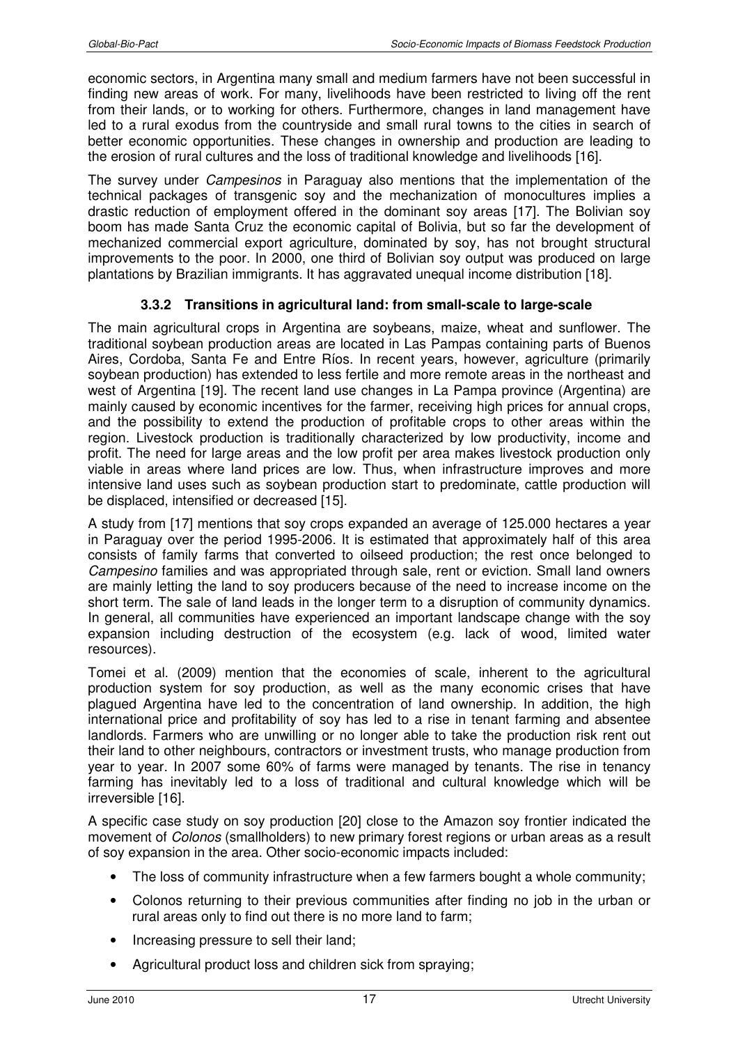economic sectors, in Argentina many small and medium farmers have not been successful in finding new areas of work. For many, livelihoods have been restricted to living off the rent from their lands, or to working for others. Furthermore, changes in land management have led to a rural exodus from the countryside and small rural towns to the cities in search of better economic opportunities. These changes in ownership and production are leading to the erosion of rural cultures and the loss of traditional knowledge and livelihoods [16].

The survey under *Campesinos* in Paraguay also mentions that the implementation of the technical packages of transgenic soy and the mechanization of monocultures implies a drastic reduction of employment offered in the dominant soy areas [17]. The Bolivian soy boom has made Santa Cruz the economic capital of Bolivia, but so far the development of mechanized commercial export agriculture, dominated by soy, has not brought structural improvements to the poor. In 2000, one third of Bolivian soy output was produced on large plantations by Brazilian immigrants. It has aggravated unequal income distribution [18].

### 3.3.2 Transitions in agricultural land: from small-scale to large-scale

The main agricultural crops in Argentina are soybeans, maize, wheat and sunflower. The traditional soybean production areas are located in Las Pampas containing parts of Buenos Aires, Cordoba, Santa Fe and Entre Ríos. In recent years, however, agriculture (primarily soybean production) has extended to less fertile and more remote areas in the northeast and west of Argentina [19]. The recent land use changes in La Pampa province (Argentina) are mainly caused by economic incentives for the farmer, receiving high prices for annual crops, and the possibility to extend the production of profitable crops to other areas within the region. Livestock production is traditionally characterized by low productivity, income and profit. The need for large areas and the low profit per area makes livestock production only viable in areas where land prices are low. Thus, when infrastructure improves and more intensive land uses such as soybean production start to predominate, cattle production will be displaced, intensified or decreased [15].

A study from [17] mentions that soy crops expanded an average of 125.000 hectares a year in Paraguay over the period 1995-2006. It is estimated that approximately half of this area consists of family farms that converted to oilseed production; the rest once belonged to *Campesino* families and was appropriated through sale, rent or eviction. Small land owners are mainly letting the land to soy producers because of the need to increase income on the short term. The sale of land leads in the longer term to a disruption of community dynamics. In general, all communities have experienced an important landscape change with the soy expansion including destruction of the ecosystem (e.g. lack of wood, limited water resources).

Tomei et al. (2009) mention that the economies of scale, inherent to the agricultural production system for soy production, as well as the many economic crises that have plagued Argentina have led to the concentration of land ownership. In addition, the high international price and profitability of soy has led to a rise in tenant farming and absentee landlords. Farmers who are unwilling or no longer able to take the production risk rent out their land to other neighbours, contractors or investment trusts, who manage production from year to year. In 2007 some 60% of farms were managed by tenants. The rise in tenancy farming has inevitably led to a loss of traditional and cultural knowledge which will be irreversible [16].

A specific case study on soy production [20] close to the Amazon soy frontier indicated the movement of *Colonos* (smallholders) to new primary forest regions or urban areas as a result of soy expansion in the area. Other socio-economic impacts included:

- The loss of community infrastructure when a few farmers bought a whole community;
- Colonos returning to their previous communities after finding no job in the urban or rural areas only to find out there is no more land to farm;
- Increasing pressure to sell their land;
- Agricultural product loss and children sick from spraying;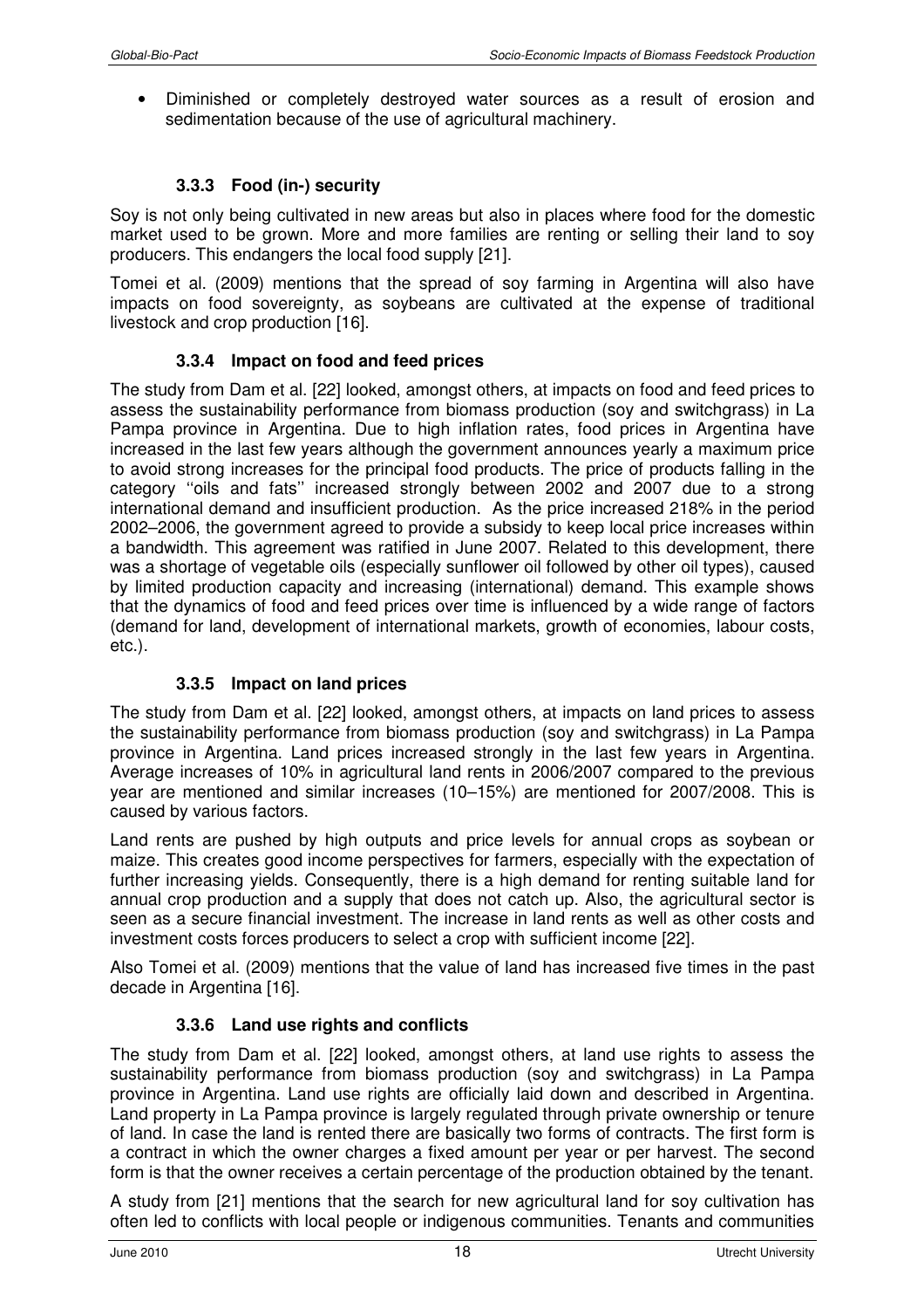- Diminished or completely destroyed water sources as a result of erosion and sedimentation because of the use of agricultural machinery.

### 3.3.3 Food (in-) security

Soy is not only being cultivated in new areas but also in places where food for the domestic market used to be grown. More and more families are renting or selling their land to soy producers. This endangers the local food supply [21].

Tomei et al. (2009) mentions that the spread of soy farming in Argentina will also have impacts on food sovereignty, as soybeans are cultivated at the expense of traditional livestock and crop production [16].

### 3.3.4 Impact on food and feed prices

The study from Dam et al. [22] looked, amongst others, at impacts on food and feed prices to assess the sustainability performance from biomass production (soy and switchgrass) in La Pampa province in Argentina. Due to high inflation rates, food prices in Argentina have increased in the last few years although the government announces yearly a maximum price to avoid strong increases for the principal food products. The price of products falling in the category ''oils and fats'' increased strongly between 2002 and 2007 due to a strong international demand and insufficient production. As the price increased 218% in the period 2002–2006, the government agreed to provide a subsidy to keep local price increases within a bandwidth. This agreement was ratified in June 2007. Related to this development, there was a shortage of vegetable oils (especially sunflower oil followed by other oil types), caused by limited production capacity and increasing (international) demand. This example shows that the dynamics of food and feed prices over time is influenced by a wide range of factors (demand for land, development of international markets, growth of economies, labour costs, etc.).

### 3.3.5 Impact on land prices

The study from Dam et al. [22] looked, amongst others, at impacts on land prices to assess the sustainability performance from biomass production (soy and switchgrass) in La Pampa province in Argentina. Land prices increased strongly in the last few years in Argentina. Average increases of 10% in agricultural land rents in 2006/2007 compared to the previous year are mentioned and similar increases (10–15%) are mentioned for 2007/2008. This is caused by various factors.

Land rents are pushed by high outputs and price levels for annual crops as soybean or maize. This creates good income perspectives for farmers, especially with the expectation of further increasing yields. Consequently, there is a high demand for renting suitable land for annual crop production and a supply that does not catch up. Also, the agricultural sector is seen as a secure financial investment. The increase in land rents as well as other costs and investment costs forces producers to select a crop with sufficient income [22].

Also Tomei et al. (2009) mentions that the value of land has increased five times in the past decade in Argentina [16].

### 3.3.6 Land use rights and conflicts

The study from Dam et al. [22] looked, amongst others, at land use rights to assess the sustainability performance from biomass production (soy and switchgrass) in La Pampa province in Argentina. Land use rights are officially laid down and described in Argentina. Land property in La Pampa province is largely regulated through private ownership or tenure of land. In case the land is rented there are basically two forms of contracts. The first form is a contract in which the owner charges a fixed amount per year or per harvest. The second form is that the owner receives a certain percentage of the production obtained by the tenant.

A study from [21] mentions that the search for new agricultural land for soy cultivation has often led to conflicts with local people or indigenous communities. Tenants and communities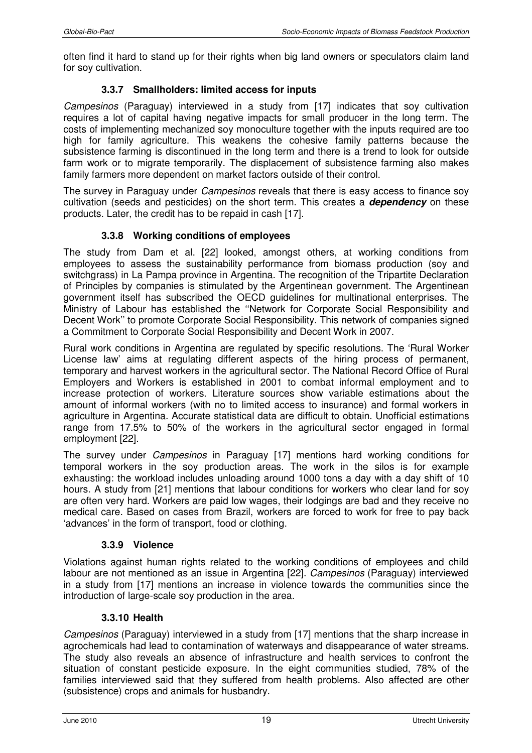often find it hard to stand up for their rights when big land owners or speculators claim land for soy cultivation.

### 3.3.7 Smallholders: limited access for inputs

*Campesinos* (Paraguay) interviewed in a study from [17] indicates that soy cultivation requires a lot of capital having negative impacts for small producer in the long term. The costs of implementing mechanized soy monoculture together with the inputs required are too high for family agriculture. This weakens the cohesive family patterns because the subsistence farming is discontinued in the long term and there is a trend to look for outside farm work or to migrate temporarily. The displacement of subsistence farming also makes family farmers more dependent on market factors outside of their control.

The survey in Paraguay under *Campesinos* reveals that there is easy access to finance soy cultivation (seeds and pesticides) on the short term. This creates a ***dependency*** on these products. Later, the credit has to be repaid in cash [17].

### 3.3.8 Working conditions of employees

The study from Dam et al. [22] looked, amongst others, at working conditions from employees to assess the sustainability performance from biomass production (soy and switchgrass) in La Pampa province in Argentina. The recognition of the Tripartite Declaration of Principles by companies is stimulated by the Argentinean government. The Argentinean government itself has subscribed the OECD guidelines for multinational enterprises. The Ministry of Labour has established the ''Network for Corporate Social Responsibility and Decent Work'' to promote Corporate Social Responsibility. This network of companies signed a Commitment to Corporate Social Responsibility and Decent Work in 2007.

Rural work conditions in Argentina are regulated by specific resolutions. The 'Rural Worker License law' aims at regulating different aspects of the hiring process of permanent, temporary and harvest workers in the agricultural sector. The National Record Office of Rural Employers and Workers is established in 2001 to combat informal employment and to increase protection of workers. Literature sources show variable estimations about the amount of informal workers (with no to limited access to insurance) and formal workers in agriculture in Argentina. Accurate statistical data are difficult to obtain. Unofficial estimations range from 17.5% to 50% of the workers in the agricultural sector engaged in formal employment [22].

The survey under *Campesinos* in Paraguay [17] mentions hard working conditions for temporal workers in the soy production areas. The work in the silos is for example exhausting: the workload includes unloading around 1000 tons a day with a day shift of 10 hours. A study from [21] mentions that labour conditions for workers who clear land for soy are often very hard. Workers are paid low wages, their lodgings are bad and they receive no medical care. Based on cases from Brazil, workers are forced to work for free to pay back 'advances' in the form of transport, food or clothing.

### 3.3.9 Violence

Violations against human rights related to the working conditions of employees and child labour are not mentioned as an issue in Argentina [22]. *Campesinos* (Paraguay) interviewed in a study from [17] mentions an increase in violence towards the communities since the introduction of large-scale soy production in the area.

### 3.3.10 Health

*Campesinos* (Paraguay) interviewed in a study from [17] mentions that the sharp increase in agrochemicals had lead to contamination of waterways and disappearance of water streams. The study also reveals an absence of infrastructure and health services to confront the situation of constant pesticide exposure. In the eight communities studied, 78% of the families interviewed said that they suffered from health problems. Also affected are other (subsistence) crops and animals for husbandry.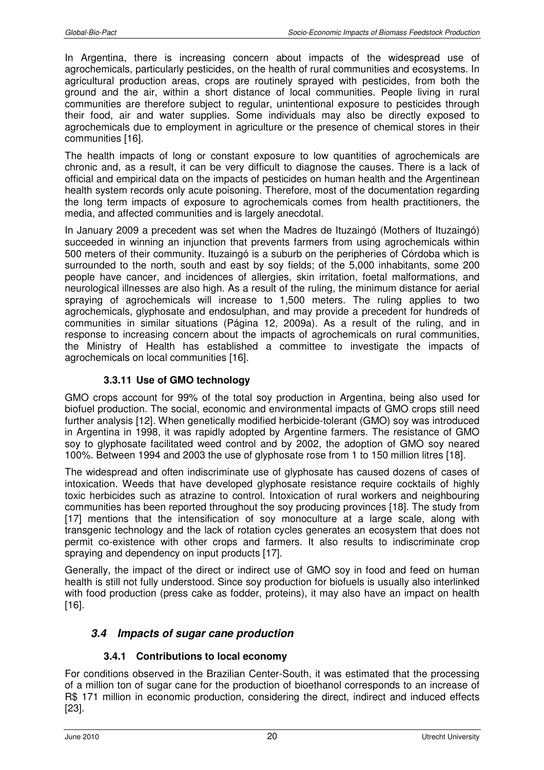In Argentina, there is increasing concern about impacts of the widespread use of agrochemicals, particularly pesticides, on the health of rural communities and ecosystems. In agricultural production areas, crops are routinely sprayed with pesticides, from both the ground and the air, within a short distance of local communities. People living in rural communities are therefore subject to regular, unintentional exposure to pesticides through their food, air and water supplies. Some individuals may also be directly exposed to agrochemicals due to employment in agriculture or the presence of chemical stores in their communities [16].

The health impacts of long or constant exposure to low quantities of agrochemicals are chronic and, as a result, it can be very difficult to diagnose the causes. There is a lack of official and empirical data on the impacts of pesticides on human health and the Argentinean health system records only acute poisoning. Therefore, most of the documentation regarding the long term impacts of exposure to agrochemicals comes from health practitioners, the media, and affected communities and is largely anecdotal.

In January 2009 a precedent was set when the Madres de Ituzaingó (Mothers of Ituzaingó) succeeded in winning an injunction that prevents farmers from using agrochemicals within 500 meters of their community. Ituzaingó is a suburb on the peripheries of Córdoba which is surrounded to the north, south and east by soy fields; of the 5,000 inhabitants, some 200 people have cancer, and incidences of allergies, skin irritation, foetal malformations, and neurological illnesses are also high. As a result of the ruling, the minimum distance for aerial spraying of agrochemicals will increase to 1,500 meters. The ruling applies to two agrochemicals, glyphosate and endosulphan, and may provide a precedent for hundreds of communities in similar situations (Página 12, 2009a). As a result of the ruling, and in response to increasing concern about the impacts of agrochemicals on rural communities, the Ministry of Health has established a committee to investigate the impacts of agrochemicals on local communities [16].

#### 3.3.11 Use of GMO technology

GMO crops account for 99% of the total soy production in Argentina, being also used for biofuel production. The social, economic and environmental impacts of GMO crops still need further analysis [12]. When genetically modified herbicide-tolerant (GMO) soy was introduced in Argentina in 1998, it was rapidly adopted by Argentine farmers. The resistance of GMO soy to glyphosate facilitated weed control and by 2002, the adoption of GMO soy neared 100%. Between 1994 and 2003 the use of glyphosate rose from 1 to 150 million litres [18].

The widespread and often indiscriminate use of glyphosate has caused dozens of cases of intoxication. Weeds that have developed glyphosate resistance require cocktails of highly toxic herbicides such as atrazine to control. Intoxication of rural workers and neighbouring communities has been reported throughout the soy producing provinces [18]. The study from [17] mentions that the intensification of soy monoculture at a large scale, along with transgenic technology and the lack of rotation cycles generates an ecosystem that does not permit co-existence with other crops and farmers. It also results to indiscriminate crop spraying and dependency on input products [17].

Generally, the impact of the direct or indirect use of GMO soy in food and feed on human health is still not fully understood. Since soy production for biofuels is usually also interlinked with food production (press cake as fodder, proteins), it may also have an impact on health [16].

### *3.4 Impacts of sugar cane production*

#### 3.4.1 Contributions to local economy

For conditions observed in the Brazilian Center-South, it was estimated that the processing of a million ton of sugar cane for the production of bioethanol corresponds to an increase of R$ 171 million in economic production, considering the direct, indirect and induced effects [23].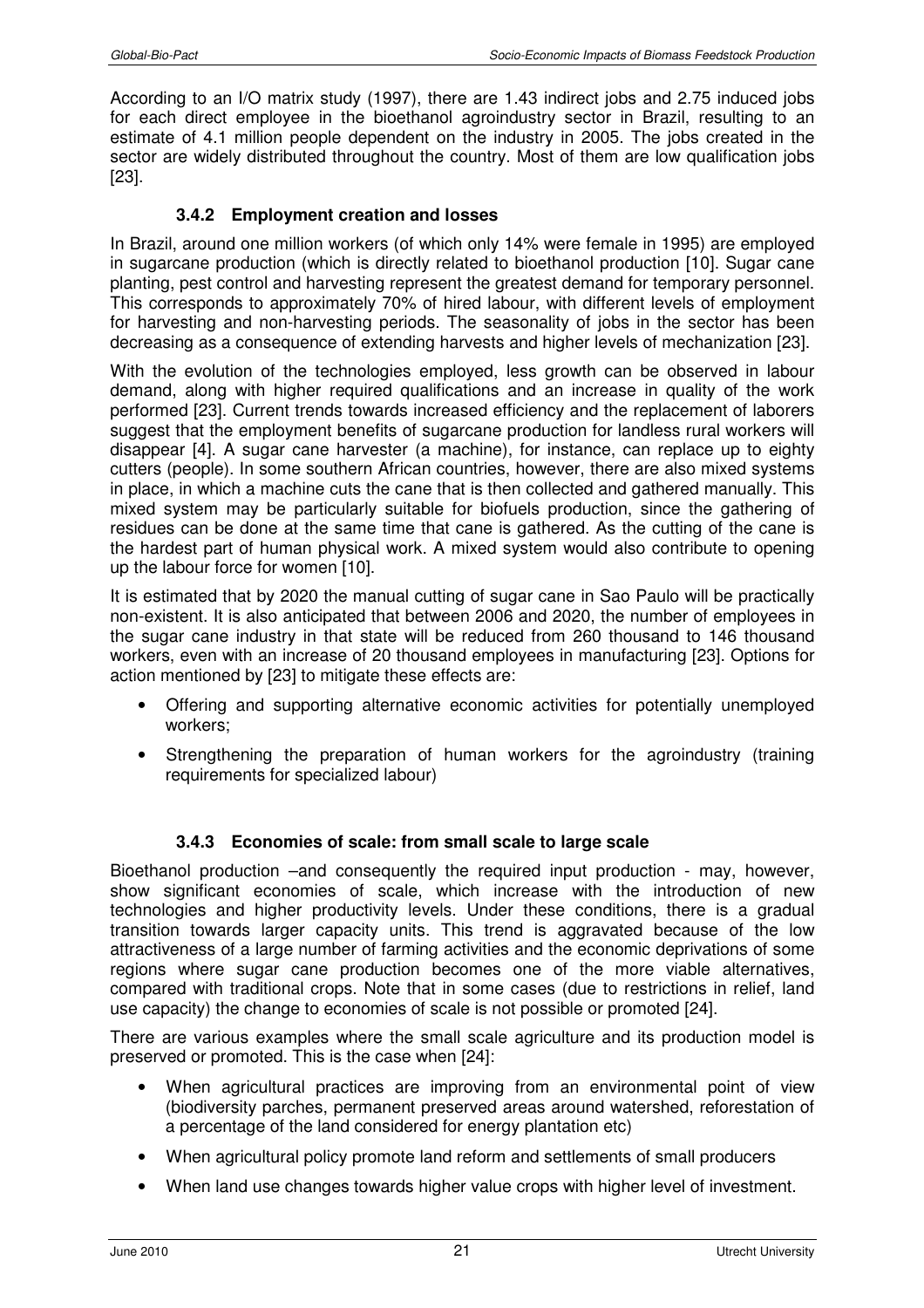According to an I/O matrix study (1997), there are 1.43 indirect jobs and 2.75 induced jobs for each direct employee in the bioethanol agroindustry sector in Brazil, resulting to an estimate of 4.1 million people dependent on the industry in 2005. The jobs created in the sector are widely distributed throughout the country. Most of them are low qualification jobs [23].

### 3.4.2 Employment creation and losses

In Brazil, around one million workers (of which only 14% were female in 1995) are employed in sugarcane production (which is directly related to bioethanol production [10]. Sugar cane planting, pest control and harvesting represent the greatest demand for temporary personnel. This corresponds to approximately 70% of hired labour, with different levels of employment for harvesting and non-harvesting periods. The seasonality of jobs in the sector has been decreasing as a consequence of extending harvests and higher levels of mechanization [23].

With the evolution of the technologies employed, less growth can be observed in labour demand, along with higher required qualifications and an increase in quality of the work performed [23]. Current trends towards increased efficiency and the replacement of laborers suggest that the employment benefits of sugarcane production for landless rural workers will disappear [4]. A sugar cane harvester (a machine), for instance, can replace up to eighty cutters (people). In some southern African countries, however, there are also mixed systems in place, in which a machine cuts the cane that is then collected and gathered manually. This mixed system may be particularly suitable for biofuels production, since the gathering of residues can be done at the same time that cane is gathered. As the cutting of the cane is the hardest part of human physical work. A mixed system would also contribute to opening up the labour force for women [10].

It is estimated that by 2020 the manual cutting of sugar cane in Sao Paulo will be practically non-existent. It is also anticipated that between 2006 and 2020, the number of employees in the sugar cane industry in that state will be reduced from 260 thousand to 146 thousand workers, even with an increase of 20 thousand employees in manufacturing [23]. Options for action mentioned by [23] to mitigate these effects are:

- Offering and supporting alternative economic activities for potentially unemployed workers;
- Strengthening the preparation of human workers for the agroindustry (training requirements for specialized labour)

### 3.4.3 Economies of scale: from small scale to large scale

Bioethanol production –and consequently the required input production - may, however, show significant economies of scale, which increase with the introduction of new technologies and higher productivity levels. Under these conditions, there is a gradual transition towards larger capacity units. This trend is aggravated because of the low attractiveness of a large number of farming activities and the economic deprivations of some regions where sugar cane production becomes one of the more viable alternatives, compared with traditional crops. Note that in some cases (due to restrictions in relief, land use capacity) the change to economies of scale is not possible or promoted [24].

There are various examples where the small scale agriculture and its production model is preserved or promoted. This is the case when [24]:

- When agricultural practices are improving from an environmental point of view (biodiversity parches, permanent preserved areas around watershed, reforestation of a percentage of the land considered for energy plantation etc)
- When agricultural policy promote land reform and settlements of small producers
- When land use changes towards higher value crops with higher level of investment.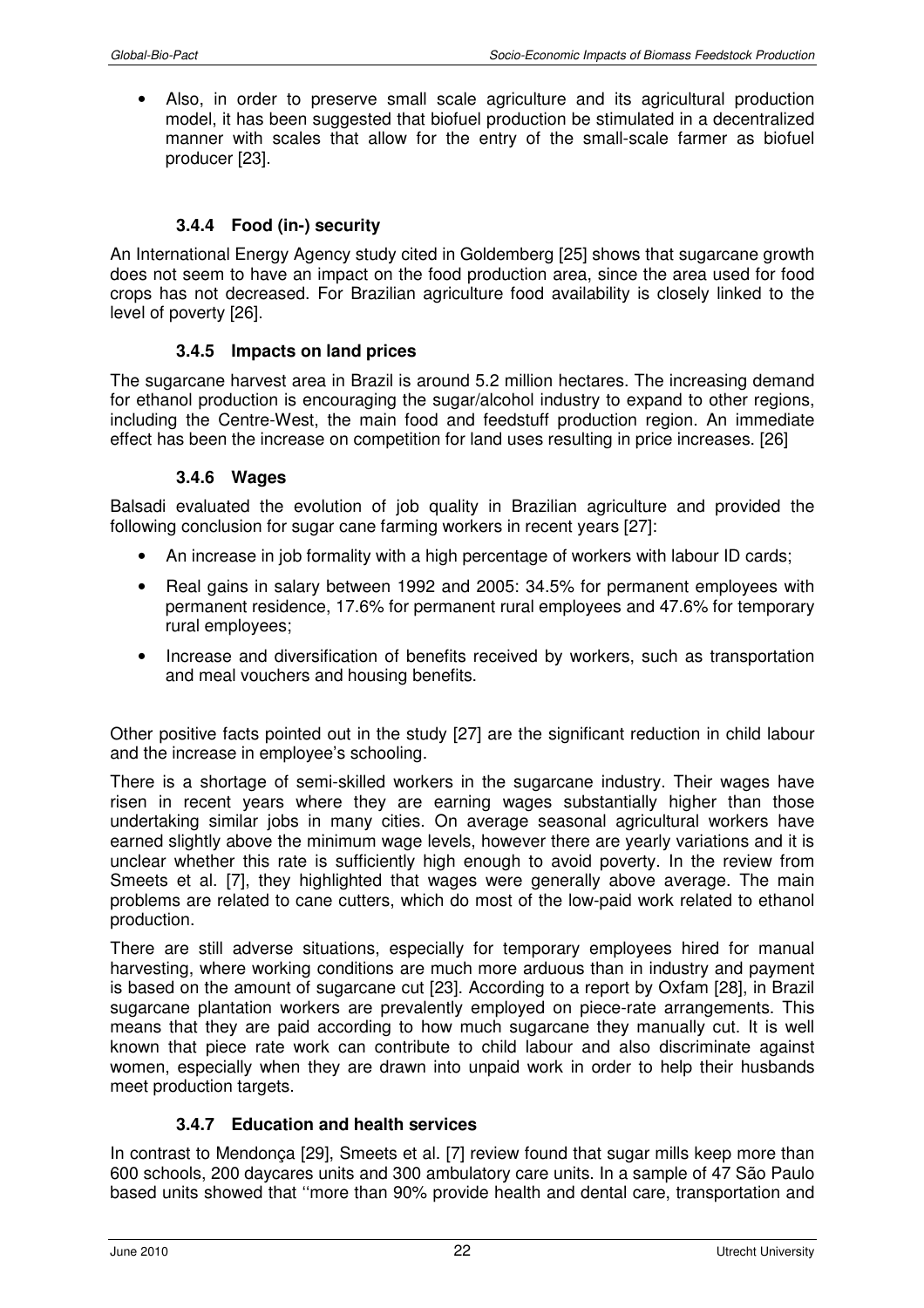- Also, in order to preserve small scale agriculture and its agricultural production model, it has been suggested that biofuel production be stimulated in a decentralized manner with scales that allow for the entry of the small-scale farmer as biofuel producer [23].

### 3.4.4 Food (in-) security

An International Energy Agency study cited in Goldemberg [25] shows that sugarcane growth does not seem to have an impact on the food production area, since the area used for food crops has not decreased. For Brazilian agriculture food availability is closely linked to the level of poverty [26].

### 3.4.5 Impacts on land prices

The sugarcane harvest area in Brazil is around 5.2 million hectares. The increasing demand for ethanol production is encouraging the sugar/alcohol industry to expand to other regions, including the Centre-West, the main food and feedstuff production region. An immediate effect has been the increase on competition for land uses resulting in price increases. [26]

### 3.4.6 Wages

Balsadi evaluated the evolution of job quality in Brazilian agriculture and provided the following conclusion for sugar cane farming workers in recent years [27]:

- An increase in job formality with a high percentage of workers with labour ID cards;
- Real gains in salary between 1992 and 2005: 34.5% for permanent employees with permanent residence, 17.6% for permanent rural employees and 47.6% for temporary rural employees;
- Increase and diversification of benefits received by workers, such as transportation and meal vouchers and housing benefits.

Other positive facts pointed out in the study [27] are the significant reduction in child labour and the increase in employee's schooling.

There is a shortage of semi-skilled workers in the sugarcane industry. Their wages have risen in recent years where they are earning wages substantially higher than those undertaking similar jobs in many cities. On average seasonal agricultural workers have earned slightly above the minimum wage levels, however there are yearly variations and it is unclear whether this rate is sufficiently high enough to avoid poverty. In the review from Smeets et al. [7], they highlighted that wages were generally above average. The main problems are related to cane cutters, which do most of the low-paid work related to ethanol production.

There are still adverse situations, especially for temporary employees hired for manual harvesting, where working conditions are much more arduous than in industry and payment is based on the amount of sugarcane cut [23]. According to a report by Oxfam [28], in Brazil sugarcane plantation workers are prevalently employed on piece-rate arrangements. This means that they are paid according to how much sugarcane they manually cut. It is well known that piece rate work can contribute to child labour and also discriminate against women, especially when they are drawn into unpaid work in order to help their husbands meet production targets.

### 3.4.7 Education and health services

In contrast to Mendonça [29], Smeets et al. [7] review found that sugar mills keep more than 600 schools, 200 daycares units and 300 ambulatory care units. In a sample of 47 São Paulo based units showed that ''more than 90% provide health and dental care, transportation and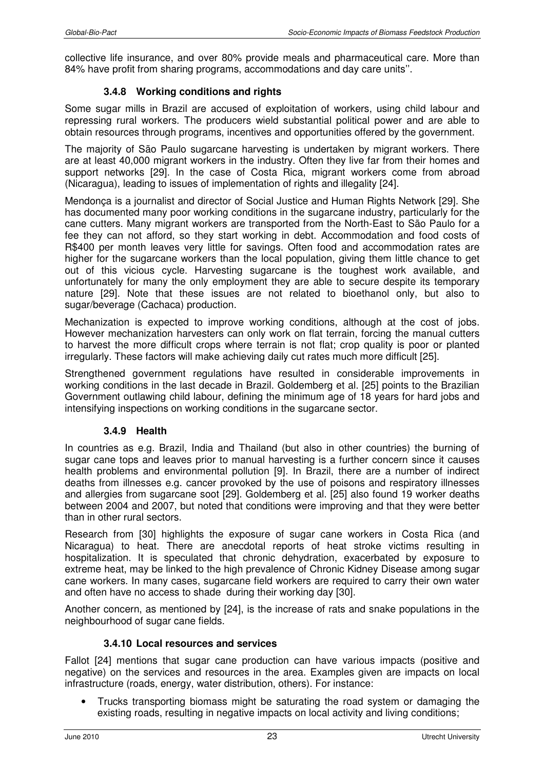collective life insurance, and over 80% provide meals and pharmaceutical care. More than 84% have profit from sharing programs, accommodations and day care units''.

### 3.4.8 Working conditions and rights

Some sugar mills in Brazil are accused of exploitation of workers, using child labour and repressing rural workers. The producers wield substantial political power and are able to obtain resources through programs, incentives and opportunities offered by the government.

The majority of São Paulo sugarcane harvesting is undertaken by migrant workers. There are at least 40,000 migrant workers in the industry. Often they live far from their homes and support networks [29]. In the case of Costa Rica, migrant workers come from abroad (Nicaragua), leading to issues of implementation of rights and illegality [24].

Mendonça is a journalist and director of Social Justice and Human Rights Network [29]. She has documented many poor working conditions in the sugarcane industry, particularly for the cane cutters. Many migrant workers are transported from the North-East to São Paulo for a fee they can not afford, so they start working in debt. Accommodation and food costs of R$400 per month leaves very little for savings. Often food and accommodation rates are higher for the sugarcane workers than the local population, giving them little chance to get out of this vicious cycle. Harvesting sugarcane is the toughest work available, and unfortunately for many the only employment they are able to secure despite its temporary nature [29]. Note that these issues are not related to bioethanol only, but also to sugar/beverage (Cachaca) production.

Mechanization is expected to improve working conditions, although at the cost of jobs. However mechanization harvesters can only work on flat terrain, forcing the manual cutters to harvest the more difficult crops where terrain is not flat; crop quality is poor or planted irregularly. These factors will make achieving daily cut rates much more difficult [25].

Strengthened government regulations have resulted in considerable improvements in working conditions in the last decade in Brazil. Goldemberg et al. [25] points to the Brazilian Government outlawing child labour, defining the minimum age of 18 years for hard jobs and intensifying inspections on working conditions in the sugarcane sector.

### 3.4.9 Health

In countries as e.g. Brazil, India and Thailand (but also in other countries) the burning of sugar cane tops and leaves prior to manual harvesting is a further concern since it causes health problems and environmental pollution [9]. In Brazil, there are a number of indirect deaths from illnesses e.g. cancer provoked by the use of poisons and respiratory illnesses and allergies from sugarcane soot [29]. Goldemberg et al. [25] also found 19 worker deaths between 2004 and 2007, but noted that conditions were improving and that they were better than in other rural sectors.

Research from [30] highlights the exposure of sugar cane workers in Costa Rica (and Nicaragua) to heat. There are anecdotal reports of heat stroke victims resulting in hospitalization. It is speculated that chronic dehydration, exacerbated by exposure to extreme heat, may be linked to the high prevalence of Chronic Kidney Disease among sugar cane workers. In many cases, sugarcane field workers are required to carry their own water and often have no access to shade during their working day [30].

Another concern, as mentioned by [24], is the increase of rats and snake populations in the neighbourhood of sugar cane fields.

### 3.4.10 Local resources and services

Fallot [24] mentions that sugar cane production can have various impacts (positive and negative) on the services and resources in the area. Examples given are impacts on local infrastructure (roads, energy, water distribution, others). For instance:

- Trucks transporting biomass might be saturating the road system or damaging the existing roads, resulting in negative impacts on local activity and living conditions;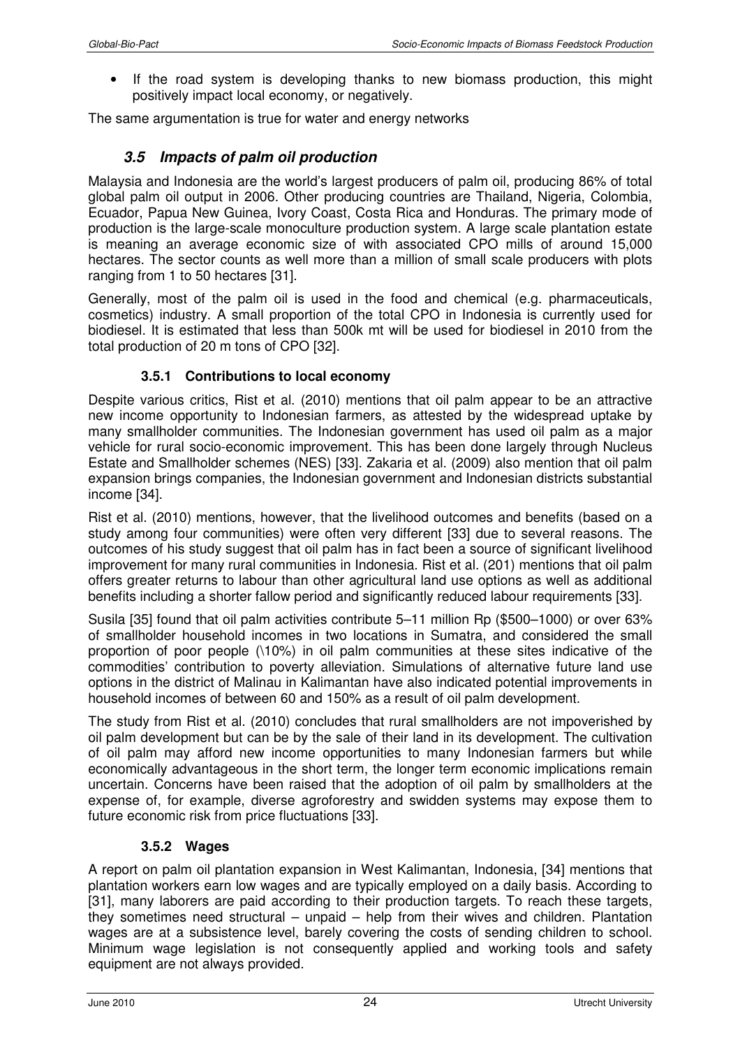- If the road system is developing thanks to new biomass production, this might positively impact local economy, or negatively.

The same argumentation is true for water and energy networks

## 3.5 Impacts of palm oil production

Malaysia and Indonesia are the world's largest producers of palm oil, producing 86% of total global palm oil output in 2006. Other producing countries are Thailand, Nigeria, Colombia, Ecuador, Papua New Guinea, Ivory Coast, Costa Rica and Honduras. The primary mode of production is the large-scale monoculture production system. A large scale plantation estate is meaning an average economic size of with associated CPO mills of around 15,000 hectares. The sector counts as well more than a million of small scale producers with plots ranging from 1 to 50 hectares [31].

Generally, most of the palm oil is used in the food and chemical (e.g. pharmaceuticals, cosmetics) industry. A small proportion of the total CPO in Indonesia is currently used for biodiesel. It is estimated that less than 500k mt will be used for biodiesel in 2010 from the total production of 20 m tons of CPO [32].

### 3.5.1 Contributions to local economy

Despite various critics, Rist et al. (2010) mentions that oil palm appear to be an attractive new income opportunity to Indonesian farmers, as attested by the widespread uptake by many smallholder communities. The Indonesian government has used oil palm as a major vehicle for rural socio-economic improvement. This has been done largely through Nucleus Estate and Smallholder schemes (NES) [33]. Zakaria et al. (2009) also mention that oil palm expansion brings companies, the Indonesian government and Indonesian districts substantial income [34].

Rist et al. (2010) mentions, however, that the livelihood outcomes and benefits (based on a study among four communities) were often very different [33] due to several reasons. The outcomes of his study suggest that oil palm has in fact been a source of significant livelihood improvement for many rural communities in Indonesia. Rist et al. (201) mentions that oil palm offers greater returns to labour than other agricultural land use options as well as additional benefits including a shorter fallow period and significantly reduced labour requirements [33].

Susila [35] found that oil palm activities contribute 5–11 million Rp ($500–1000) or over 63% of smallholder household incomes in two locations in Sumatra, and considered the small proportion of poor people (\10%) in oil palm communities at these sites indicative of the commodities' contribution to poverty alleviation. Simulations of alternative future land use options in the district of Malinau in Kalimantan have also indicated potential improvements in household incomes of between 60 and 150% as a result of oil palm development.

The study from Rist et al. (2010) concludes that rural smallholders are not impoverished by oil palm development but can be by the sale of their land in its development. The cultivation of oil palm may afford new income opportunities to many Indonesian farmers but while economically advantageous in the short term, the longer term economic implications remain uncertain. Concerns have been raised that the adoption of oil palm by smallholders at the expense of, for example, diverse agroforestry and swidden systems may expose them to future economic risk from price fluctuations [33].

### 3.5.2 Wages

A report on palm oil plantation expansion in West Kalimantan, Indonesia, [34] mentions that plantation workers earn low wages and are typically employed on a daily basis. According to [31], many laborers are paid according to their production targets. To reach these targets, they sometimes need structural – unpaid – help from their wives and children. Plantation wages are at a subsistence level, barely covering the costs of sending children to school. Minimum wage legislation is not consequently applied and working tools and safety equipment are not always provided.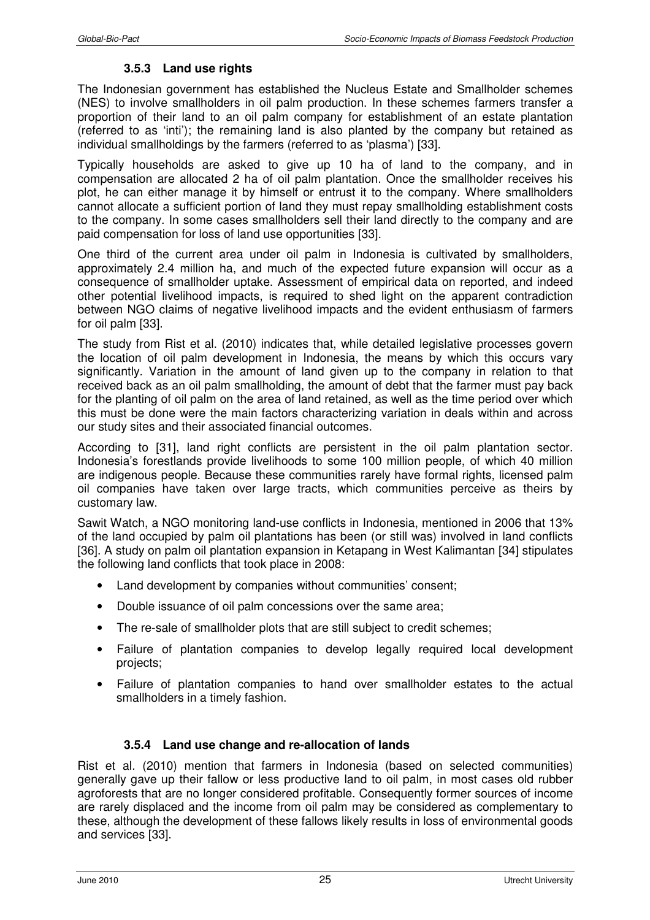### 3.5.3 Land use rights

The Indonesian government has established the Nucleus Estate and Smallholder schemes (NES) to involve smallholders in oil palm production. In these schemes farmers transfer a proportion of their land to an oil palm company for establishment of an estate plantation (referred to as 'inti'); the remaining land is also planted by the company but retained as individual smallholdings by the farmers (referred to as 'plasma') [33].

Typically households are asked to give up 10 ha of land to the company, and in compensation are allocated 2 ha of oil palm plantation. Once the smallholder receives his plot, he can either manage it by himself or entrust it to the company. Where smallholders cannot allocate a sufficient portion of land they must repay smallholding establishment costs to the company. In some cases smallholders sell their land directly to the company and are paid compensation for loss of land use opportunities [33].

One third of the current area under oil palm in Indonesia is cultivated by smallholders, approximately 2.4 million ha, and much of the expected future expansion will occur as a consequence of smallholder uptake. Assessment of empirical data on reported, and indeed other potential livelihood impacts, is required to shed light on the apparent contradiction between NGO claims of negative livelihood impacts and the evident enthusiasm of farmers for oil palm [33].

The study from Rist et al. (2010) indicates that, while detailed legislative processes govern the location of oil palm development in Indonesia, the means by which this occurs vary significantly. Variation in the amount of land given up to the company in relation to that received back as an oil palm smallholding, the amount of debt that the farmer must pay back for the planting of oil palm on the area of land retained, as well as the time period over which this must be done were the main factors characterizing variation in deals within and across our study sites and their associated financial outcomes.

According to [31], land right conflicts are persistent in the oil palm plantation sector. Indonesia's forestlands provide livelihoods to some 100 million people, of which 40 million are indigenous people. Because these communities rarely have formal rights, licensed palm oil companies have taken over large tracts, which communities perceive as theirs by customary law.

Sawit Watch, a NGO monitoring land-use conflicts in Indonesia, mentioned in 2006 that 13% of the land occupied by palm oil plantations has been (or still was) involved in land conflicts [36]. A study on palm oil plantation expansion in Ketapang in West Kalimantan [34] stipulates the following land conflicts that took place in 2008:

- Land development by companies without communities' consent;
- Double issuance of oil palm concessions over the same area;
- The re-sale of smallholder plots that are still subject to credit schemes;
- Failure of plantation companies to develop legally required local development projects;
- Failure of plantation companies to hand over smallholder estates to the actual smallholders in a timely fashion.

### 3.5.4 Land use change and re-allocation of lands

Rist et al. (2010) mention that farmers in Indonesia (based on selected communities) generally gave up their fallow or less productive land to oil palm, in most cases old rubber agroforests that are no longer considered profitable. Consequently former sources of income are rarely displaced and the income from oil palm may be considered as complementary to these, although the development of these fallows likely results in loss of environmental goods and services [33].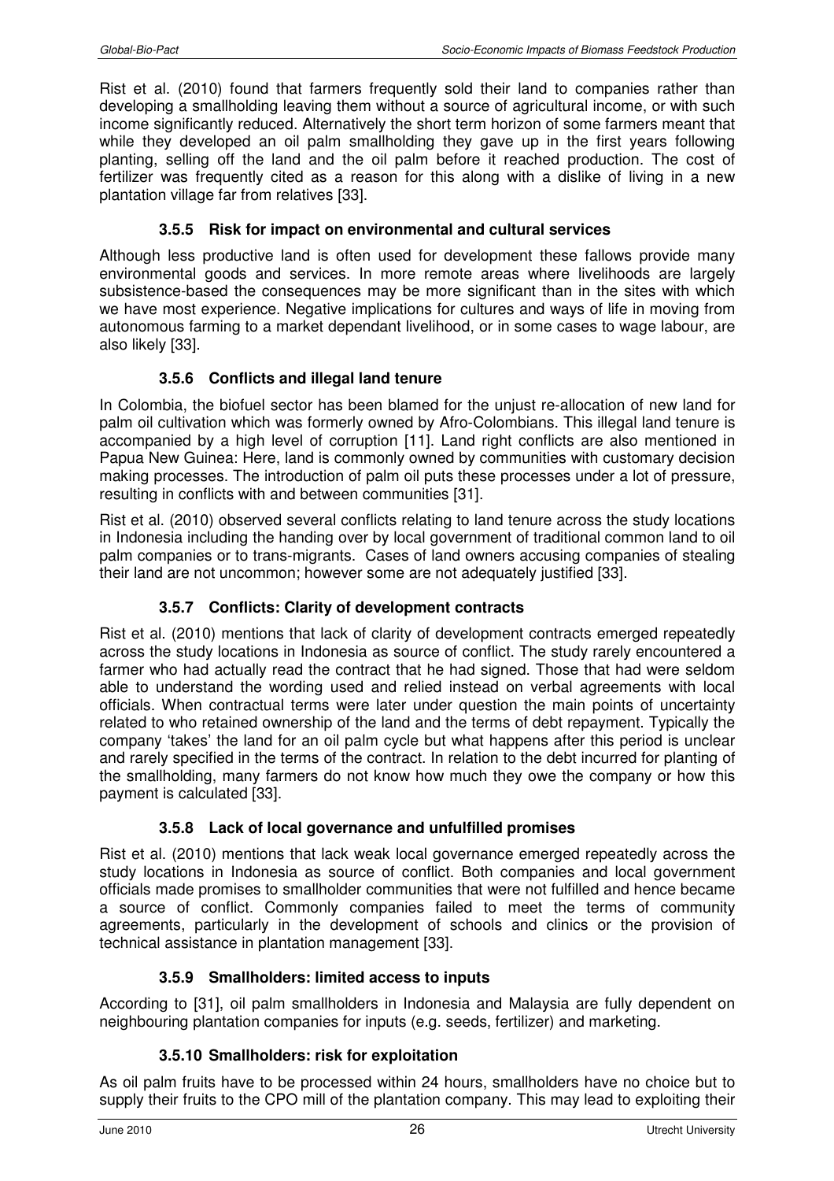Rist et al. (2010) found that farmers frequently sold their land to companies rather than developing a smallholding leaving them without a source of agricultural income, or with such income significantly reduced. Alternatively the short term horizon of some farmers meant that while they developed an oil palm smallholding they gave up in the first years following planting, selling off the land and the oil palm before it reached production. The cost of fertilizer was frequently cited as a reason for this along with a dislike of living in a new plantation village far from relatives [33].

### 3.5.5 Risk for impact on environmental and cultural services

Although less productive land is often used for development these fallows provide many environmental goods and services. In more remote areas where livelihoods are largely subsistence-based the consequences may be more significant than in the sites with which we have most experience. Negative implications for cultures and ways of life in moving from autonomous farming to a market dependant livelihood, or in some cases to wage labour, are also likely [33].

### 3.5.6 Conflicts and illegal land tenure

In Colombia, the biofuel sector has been blamed for the unjust re-allocation of new land for palm oil cultivation which was formerly owned by Afro-Colombians. This illegal land tenure is accompanied by a high level of corruption [11]. Land right conflicts are also mentioned in Papua New Guinea: Here, land is commonly owned by communities with customary decision making processes. The introduction of palm oil puts these processes under a lot of pressure, resulting in conflicts with and between communities [31].

Rist et al. (2010) observed several conflicts relating to land tenure across the study locations in Indonesia including the handing over by local government of traditional common land to oil palm companies or to trans-migrants. Cases of land owners accusing companies of stealing their land are not uncommon; however some are not adequately justified [33].

### 3.5.7 Conflicts: Clarity of development contracts

Rist et al. (2010) mentions that lack of clarity of development contracts emerged repeatedly across the study locations in Indonesia as source of conflict. The study rarely encountered a farmer who had actually read the contract that he had signed. Those that had were seldom able to understand the wording used and relied instead on verbal agreements with local officials. When contractual terms were later under question the main points of uncertainty related to who retained ownership of the land and the terms of debt repayment. Typically the company 'takes' the land for an oil palm cycle but what happens after this period is unclear and rarely specified in the terms of the contract. In relation to the debt incurred for planting of the smallholding, many farmers do not know how much they owe the company or how this payment is calculated [33].

### 3.5.8 Lack of local governance and unfulfilled promises

Rist et al. (2010) mentions that lack weak local governance emerged repeatedly across the study locations in Indonesia as source of conflict. Both companies and local government officials made promises to smallholder communities that were not fulfilled and hence became a source of conflict. Commonly companies failed to meet the terms of community agreements, particularly in the development of schools and clinics or the provision of technical assistance in plantation management [33].

### 3.5.9 Smallholders: limited access to inputs

According to [31], oil palm smallholders in Indonesia and Malaysia are fully dependent on neighbouring plantation companies for inputs (e.g. seeds, fertilizer) and marketing.

### 3.5.10 Smallholders: risk for exploitation

As oil palm fruits have to be processed within 24 hours, smallholders have no choice but to supply their fruits to the CPO mill of the plantation company. This may lead to exploiting their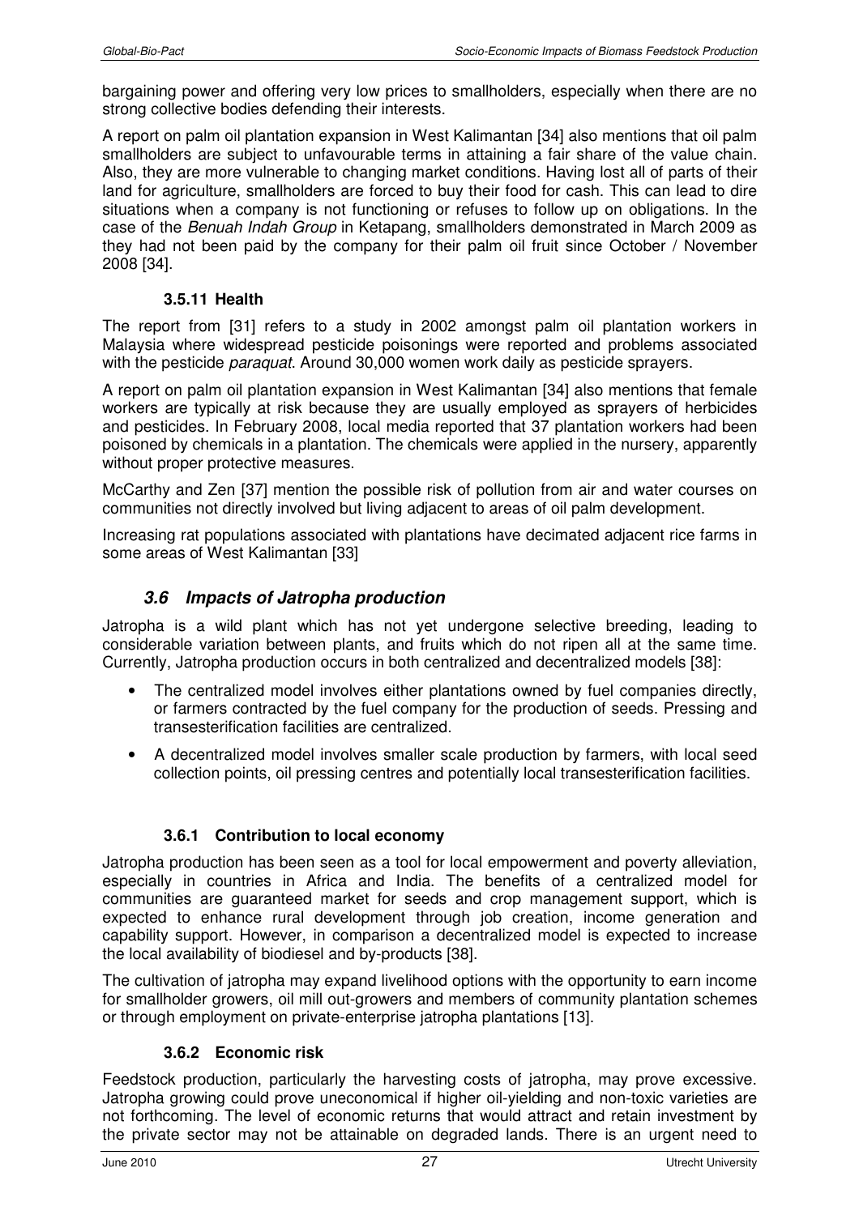bargaining power and offering very low prices to smallholders, especially when there are no strong collective bodies defending their interests.

A report on palm oil plantation expansion in West Kalimantan [34] also mentions that oil palm smallholders are subject to unfavourable terms in attaining a fair share of the value chain. Also, they are more vulnerable to changing market conditions. Having lost all of parts of their land for agriculture, smallholders are forced to buy their food for cash. This can lead to dire situations when a company is not functioning or refuses to follow up on obligations. In the case of the *Benuah Indah Group* in Ketapang, smallholders demonstrated in March 2009 as they had not been paid by the company for their palm oil fruit since October / November 2008 [34].

#### 3.5.11 Health

The report from [31] refers to a study in 2002 amongst palm oil plantation workers in Malaysia where widespread pesticide poisonings were reported and problems associated with the pesticide *paraquat*. Around 30,000 women work daily as pesticide sprayers.

A report on palm oil plantation expansion in West Kalimantan [34] also mentions that female workers are typically at risk because they are usually employed as sprayers of herbicides and pesticides. In February 2008, local media reported that 37 plantation workers had been poisoned by chemicals in a plantation. The chemicals were applied in the nursery, apparently without proper protective measures.

McCarthy and Zen [37] mention the possible risk of pollution from air and water courses on communities not directly involved but living adjacent to areas of oil palm development.

Increasing rat populations associated with plantations have decimated adjacent rice farms in some areas of West Kalimantan [33]

### 3.6 Impacts of Jatropha production

Jatropha is a wild plant which has not yet undergone selective breeding, leading to considerable variation between plants, and fruits which do not ripen all at the same time. Currently, Jatropha production occurs in both centralized and decentralized models [38]:

- The centralized model involves either plantations owned by fuel companies directly, or farmers contracted by the fuel company for the production of seeds. Pressing and transesterification facilities are centralized.
- A decentralized model involves smaller scale production by farmers, with local seed collection points, oil pressing centres and potentially local transesterification facilities.

#### 3.6.1 Contribution to local economy

Jatropha production has been seen as a tool for local empowerment and poverty alleviation, especially in countries in Africa and India. The benefits of a centralized model for communities are guaranteed market for seeds and crop management support, which is expected to enhance rural development through job creation, income generation and capability support. However, in comparison a decentralized model is expected to increase the local availability of biodiesel and by-products [38].

The cultivation of jatropha may expand livelihood options with the opportunity to earn income for smallholder growers, oil mill out-growers and members of community plantation schemes or through employment on private-enterprise jatropha plantations [13].

#### 3.6.2 Economic risk

Feedstock production, particularly the harvesting costs of jatropha, may prove excessive. Jatropha growing could prove uneconomical if higher oil-yielding and non-toxic varieties are not forthcoming. The level of economic returns that would attract and retain investment by the private sector may not be attainable on degraded lands. There is an urgent need to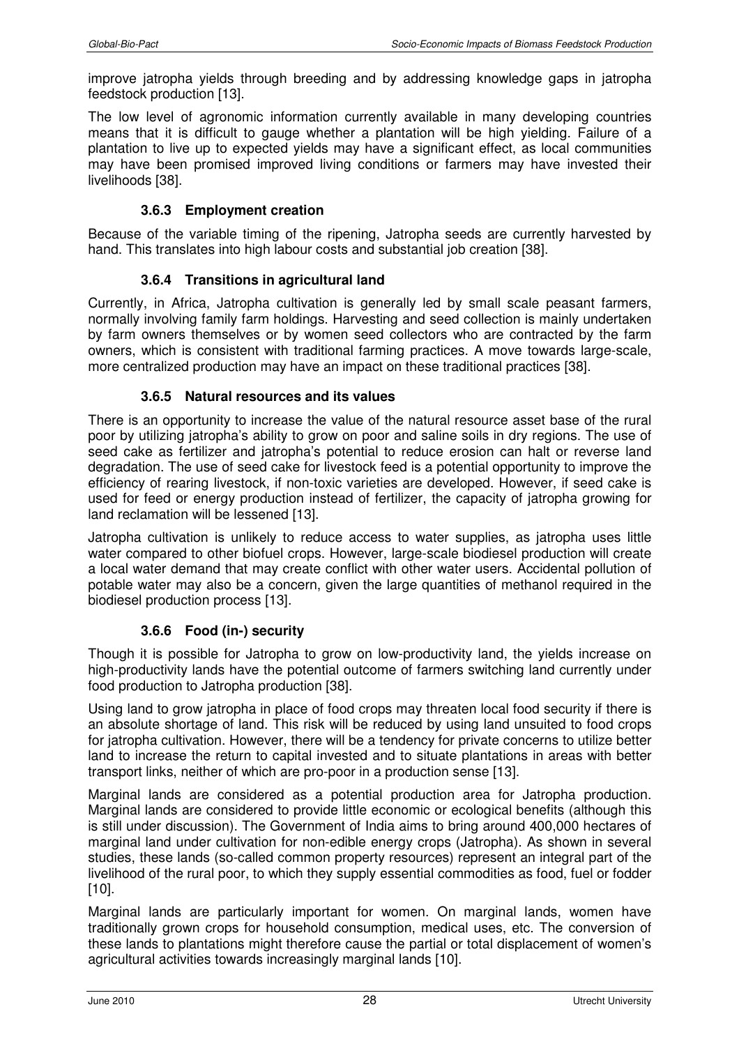improve jatropha yields through breeding and by addressing knowledge gaps in jatropha feedstock production [13].

The low level of agronomic information currently available in many developing countries means that it is difficult to gauge whether a plantation will be high yielding. Failure of a plantation to live up to expected yields may have a significant effect, as local communities may have been promised improved living conditions or farmers may have invested their livelihoods [38].

### 3.6.3 Employment creation

Because of the variable timing of the ripening, Jatropha seeds are currently harvested by hand. This translates into high labour costs and substantial job creation [38].

### 3.6.4 Transitions in agricultural land

Currently, in Africa, Jatropha cultivation is generally led by small scale peasant farmers, normally involving family farm holdings. Harvesting and seed collection is mainly undertaken by farm owners themselves or by women seed collectors who are contracted by the farm owners, which is consistent with traditional farming practices. A move towards large-scale, more centralized production may have an impact on these traditional practices [38].

### 3.6.5 Natural resources and its values

There is an opportunity to increase the value of the natural resource asset base of the rural poor by utilizing jatropha's ability to grow on poor and saline soils in dry regions. The use of seed cake as fertilizer and jatropha's potential to reduce erosion can halt or reverse land degradation. The use of seed cake for livestock feed is a potential opportunity to improve the efficiency of rearing livestock, if non-toxic varieties are developed. However, if seed cake is used for feed or energy production instead of fertilizer, the capacity of jatropha growing for land reclamation will be lessened [13].

Jatropha cultivation is unlikely to reduce access to water supplies, as jatropha uses little water compared to other biofuel crops. However, large-scale biodiesel production will create a local water demand that may create conflict with other water users. Accidental pollution of potable water may also be a concern, given the large quantities of methanol required in the biodiesel production process [13].

### 3.6.6 Food (in-) security

Though it is possible for Jatropha to grow on low-productivity land, the yields increase on high-productivity lands have the potential outcome of farmers switching land currently under food production to Jatropha production [38].

Using land to grow jatropha in place of food crops may threaten local food security if there is an absolute shortage of land. This risk will be reduced by using land unsuited to food crops for jatropha cultivation. However, there will be a tendency for private concerns to utilize better land to increase the return to capital invested and to situate plantations in areas with better transport links, neither of which are pro-poor in a production sense [13].

Marginal lands are considered as a potential production area for Jatropha production. Marginal lands are considered to provide little economic or ecological benefits (although this is still under discussion). The Government of India aims to bring around 400,000 hectares of marginal land under cultivation for non-edible energy crops (Jatropha). As shown in several studies, these lands (so-called common property resources) represent an integral part of the livelihood of the rural poor, to which they supply essential commodities as food, fuel or fodder [10].

Marginal lands are particularly important for women. On marginal lands, women have traditionally grown crops for household consumption, medical uses, etc. The conversion of these lands to plantations might therefore cause the partial or total displacement of women's agricultural activities towards increasingly marginal lands [10].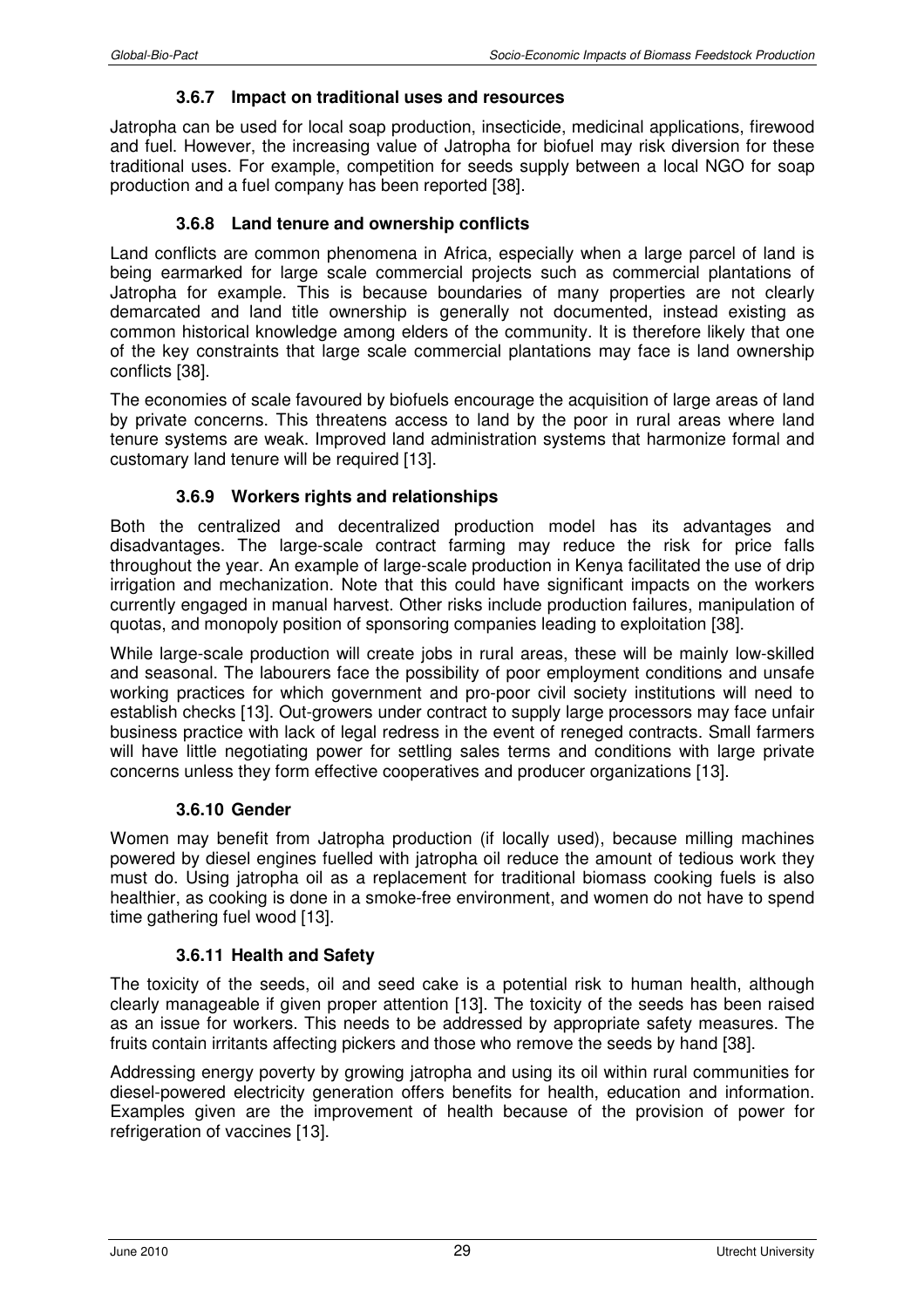### 3.6.7 Impact on traditional uses and resources

Jatropha can be used for local soap production, insecticide, medicinal applications, firewood and fuel. However, the increasing value of Jatropha for biofuel may risk diversion for these traditional uses. For example, competition for seeds supply between a local NGO for soap production and a fuel company has been reported [38].

### 3.6.8 Land tenure and ownership conflicts

Land conflicts are common phenomena in Africa, especially when a large parcel of land is being earmarked for large scale commercial projects such as commercial plantations of Jatropha for example. This is because boundaries of many properties are not clearly demarcated and land title ownership is generally not documented, instead existing as common historical knowledge among elders of the community. It is therefore likely that one of the key constraints that large scale commercial plantations may face is land ownership conflicts [38].

The economies of scale favoured by biofuels encourage the acquisition of large areas of land by private concerns. This threatens access to land by the poor in rural areas where land tenure systems are weak. Improved land administration systems that harmonize formal and customary land tenure will be required [13].

### 3.6.9 Workers rights and relationships

Both the centralized and decentralized production model has its advantages and disadvantages. The large-scale contract farming may reduce the risk for price falls throughout the year. An example of large-scale production in Kenya facilitated the use of drip irrigation and mechanization. Note that this could have significant impacts on the workers currently engaged in manual harvest. Other risks include production failures, manipulation of quotas, and monopoly position of sponsoring companies leading to exploitation [38].

While large-scale production will create jobs in rural areas, these will be mainly low-skilled and seasonal. The labourers face the possibility of poor employment conditions and unsafe working practices for which government and pro-poor civil society institutions will need to establish checks [13]. Out-growers under contract to supply large processors may face unfair business practice with lack of legal redress in the event of reneged contracts. Small farmers will have little negotiating power for settling sales terms and conditions with large private concerns unless they form effective cooperatives and producer organizations [13].

### 3.6.10 Gender

Women may benefit from Jatropha production (if locally used), because milling machines powered by diesel engines fuelled with jatropha oil reduce the amount of tedious work they must do. Using jatropha oil as a replacement for traditional biomass cooking fuels is also healthier, as cooking is done in a smoke-free environment, and women do not have to spend time gathering fuel wood [13].

### 3.6.11 Health and Safety

The toxicity of the seeds, oil and seed cake is a potential risk to human health, although clearly manageable if given proper attention [13]. The toxicity of the seeds has been raised as an issue for workers. This needs to be addressed by appropriate safety measures. The fruits contain irritants affecting pickers and those who remove the seeds by hand [38].

Addressing energy poverty by growing jatropha and using its oil within rural communities for diesel-powered electricity generation offers benefits for health, education and information. Examples given are the improvement of health because of the provision of power for refrigeration of vaccines [13].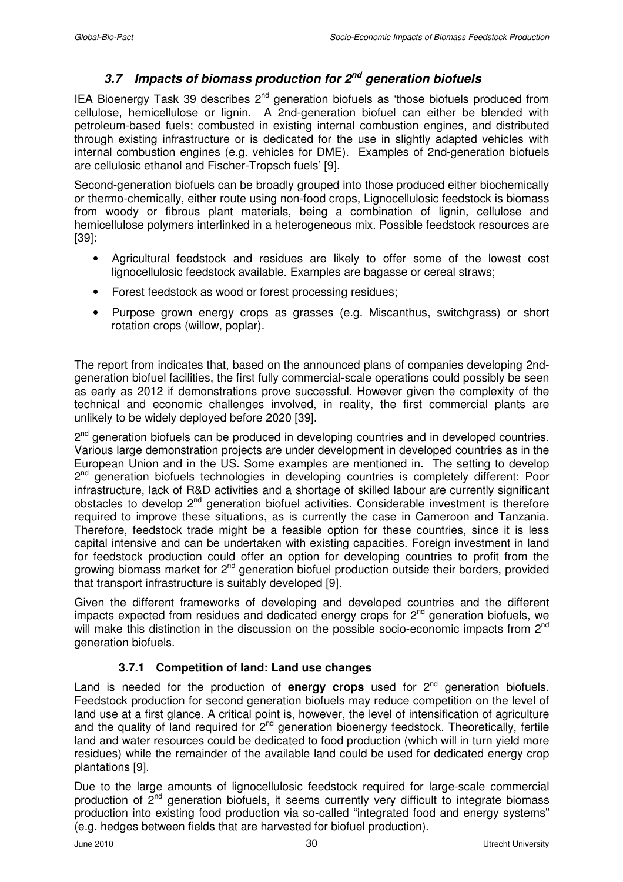### 3.7 Impacts of biomass production for 2nd generation biofuels

IEA Bioenergy Task 39 describes 2nd generation biofuels as 'those biofuels produced from cellulose, hemicellulose or lignin. A 2nd-generation biofuel can either be blended with petroleum-based fuels; combusted in existing internal combustion engines, and distributed through existing infrastructure or is dedicated for the use in slightly adapted vehicles with internal combustion engines (e.g. vehicles for DME). Examples of 2nd-generation biofuels are cellulosic ethanol and Fischer-Tropsch fuels' [9].

Second-generation biofuels can be broadly grouped into those produced either biochemically or thermo-chemically, either route using non-food crops, Lignocellulosic feedstock is biomass from woody or fibrous plant materials, being a combination of lignin, cellulose and hemicellulose polymers interlinked in a heterogeneous mix. Possible feedstock resources are [39]:

- Agricultural feedstock and residues are likely to offer some of the lowest cost lignocellulosic feedstock available. Examples are bagasse or cereal straws;
- Forest feedstock as wood or forest processing residues;
- Purpose grown energy crops as grasses (e.g. Miscanthus, switchgrass) or short rotation crops (willow, poplar).

The report from indicates that, based on the announced plans of companies developing 2nd-generation biofuel facilities, the first fully commercial-scale operations could possibly be seen as early as 2012 if demonstrations prove successful. However given the complexity of the technical and economic challenges involved, in reality, the first commercial plants are unlikely to be widely deployed before 2020 [39].

2nd generation biofuels can be produced in developing countries and in developed countries. Various large demonstration projects are under development in developed countries as in the European Union and in the US. Some examples are mentioned in. The setting to develop 2nd generation biofuels technologies in developing countries is completely different: Poor infrastructure, lack of R&D activities and a shortage of skilled labour are currently significant obstacles to develop 2nd generation biofuel activities. Considerable investment is therefore required to improve these situations, as is currently the case in Cameroon and Tanzania. Therefore, feedstock trade might be a feasible option for these countries, since it is less capital intensive and can be undertaken with existing capacities. Foreign investment in land for feedstock production could offer an option for developing countries to profit from the growing biomass market for 2nd generation biofuel production outside their borders, provided that transport infrastructure is suitably developed [9].

Given the different frameworks of developing and developed countries and the different impacts expected from residues and dedicated energy crops for 2nd generation biofuels, we will make this distinction in the discussion on the possible socio-economic impacts from 2nd generation biofuels.

#### 3.7.1 Competition of land: Land use changes

Land is needed for the production of **energy crops** used for 2nd generation biofuels. Feedstock production for second generation biofuels may reduce competition on the level of land use at a first glance. A critical point is, however, the level of intensification of agriculture and the quality of land required for 2nd generation bioenergy feedstock. Theoretically, fertile land and water resources could be dedicated to food production (which will in turn yield more residues) while the remainder of the available land could be used for dedicated energy crop plantations [9].

Due to the large amounts of lignocellulosic feedstock required for large-scale commercial production of 2nd generation biofuels, it seems currently very difficult to integrate biomass production into existing food production via so-called "integrated food and energy systems" (e.g. hedges between fields that are harvested for biofuel production).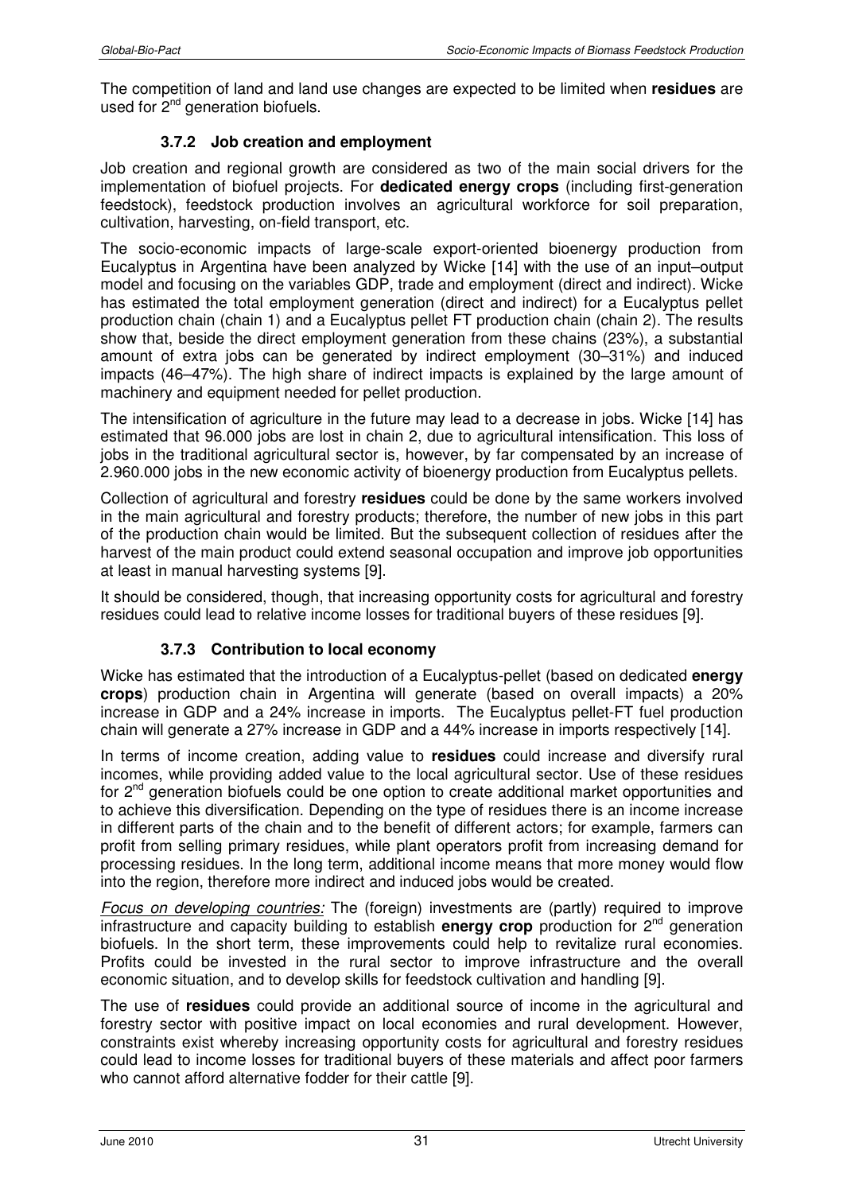The competition of land and land use changes are expected to be limited when **residues** are used for 2nd generation biofuels.

### 3.7.2 Job creation and employment

Job creation and regional growth are considered as two of the main social drivers for the implementation of biofuel projects. For **dedicated energy crops** (including first-generation feedstock), feedstock production involves an agricultural workforce for soil preparation, cultivation, harvesting, on-field transport, etc.

The socio-economic impacts of large-scale export-oriented bioenergy production from Eucalyptus in Argentina have been analyzed by Wicke [14] with the use of an input–output model and focusing on the variables GDP, trade and employment (direct and indirect). Wicke has estimated the total employment generation (direct and indirect) for a Eucalyptus pellet production chain (chain 1) and a Eucalyptus pellet FT production chain (chain 2). The results show that, beside the direct employment generation from these chains (23%), a substantial amount of extra jobs can be generated by indirect employment (30–31%) and induced impacts (46–47%). The high share of indirect impacts is explained by the large amount of machinery and equipment needed for pellet production.

The intensification of agriculture in the future may lead to a decrease in jobs. Wicke [14] has estimated that 96.000 jobs are lost in chain 2, due to agricultural intensification. This loss of jobs in the traditional agricultural sector is, however, by far compensated by an increase of 2.960.000 jobs in the new economic activity of bioenergy production from Eucalyptus pellets.

Collection of agricultural and forestry **residues** could be done by the same workers involved in the main agricultural and forestry products; therefore, the number of new jobs in this part of the production chain would be limited. But the subsequent collection of residues after the harvest of the main product could extend seasonal occupation and improve job opportunities at least in manual harvesting systems [9].

It should be considered, though, that increasing opportunity costs for agricultural and forestry residues could lead to relative income losses for traditional buyers of these residues [9].

### 3.7.3 Contribution to local economy

Wicke has estimated that the introduction of a Eucalyptus-pellet (based on dedicated **energy crops**) production chain in Argentina will generate (based on overall impacts) a 20% increase in GDP and a 24% increase in imports. The Eucalyptus pellet-FT fuel production chain will generate a 27% increase in GDP and a 44% increase in imports respectively [14].

In terms of income creation, adding value to **residues** could increase and diversify rural incomes, while providing added value to the local agricultural sector. Use of these residues for 2nd generation biofuels could be one option to create additional market opportunities and to achieve this diversification. Depending on the type of residues there is an income increase in different parts of the chain and to the benefit of different actors; for example, farmers can profit from selling primary residues, while plant operators profit from increasing demand for processing residues. In the long term, additional income means that more money would flow into the region, therefore more indirect and induced jobs would be created.

*Focus on developing countries:* The (foreign) investments are (partly) required to improve infrastructure and capacity building to establish **energy crop** production for 2nd generation biofuels. In the short term, these improvements could help to revitalize rural economies. Profits could be invested in the rural sector to improve infrastructure and the overall economic situation, and to develop skills for feedstock cultivation and handling [9].

The use of **residues** could provide an additional source of income in the agricultural and forestry sector with positive impact on local economies and rural development. However, constraints exist whereby increasing opportunity costs for agricultural and forestry residues could lead to income losses for traditional buyers of these materials and affect poor farmers who cannot afford alternative fodder for their cattle [9].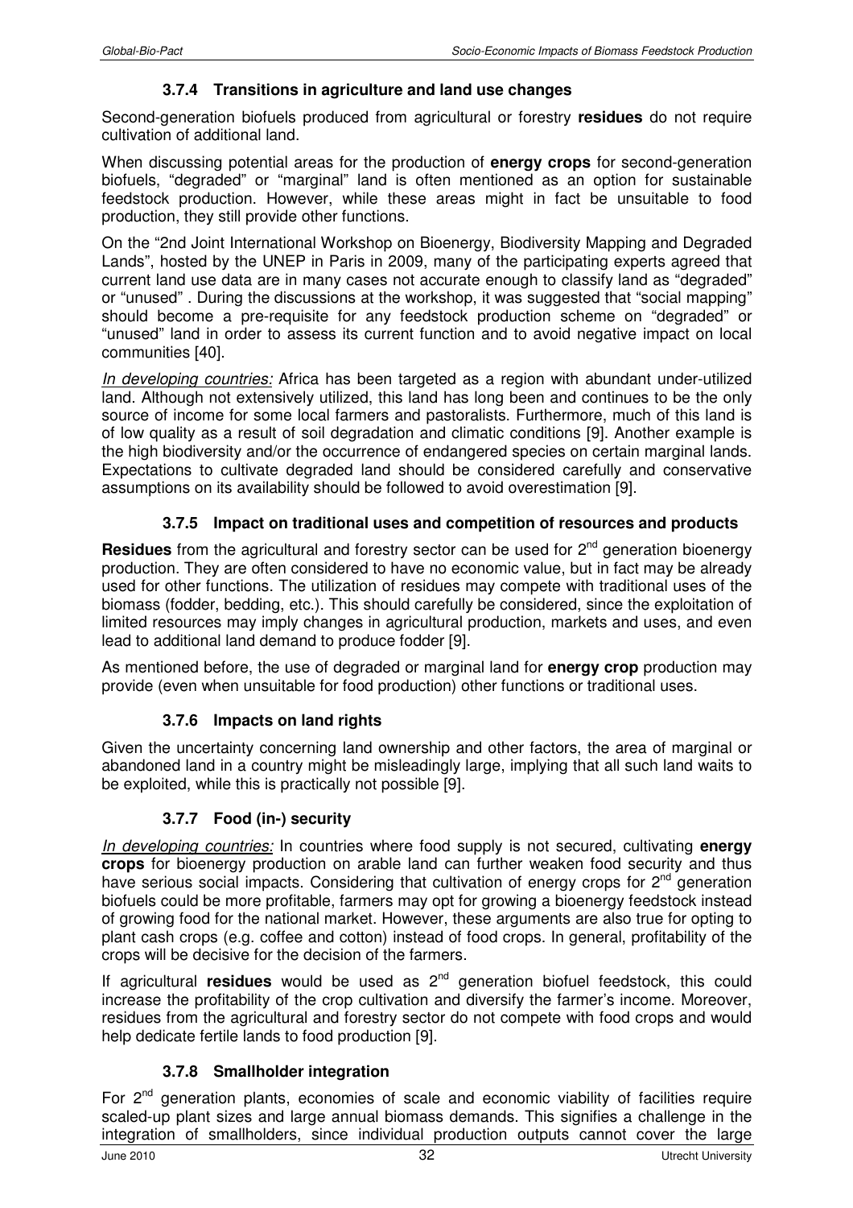### 3.7.4 Transitions in agriculture and land use changes

Second-generation biofuels produced from agricultural or forestry **residues** do not require cultivation of additional land.

When discussing potential areas for the production of **energy crops** for second-generation biofuels, "degraded" or "marginal" land is often mentioned as an option for sustainable feedstock production. However, while these areas might in fact be unsuitable to food production, they still provide other functions.

On the "2nd Joint International Workshop on Bioenergy, Biodiversity Mapping and Degraded Lands", hosted by the UNEP in Paris in 2009, many of the participating experts agreed that current land use data are in many cases not accurate enough to classify land as "degraded" or "unused" . During the discussions at the workshop, it was suggested that "social mapping" should become a pre-requisite for any feedstock production scheme on "degraded" or "unused" land in order to assess its current function and to avoid negative impact on local communities [40].

_In developing countries:_ Africa has been targeted as a region with abundant under-utilized land. Although not extensively utilized, this land has long been and continues to be the only source of income for some local farmers and pastoralists. Furthermore, much of this land is of low quality as a result of soil degradation and climatic conditions [9]. Another example is the high biodiversity and/or the occurrence of endangered species on certain marginal lands. Expectations to cultivate degraded land should be considered carefully and conservative assumptions on its availability should be followed to avoid overestimation [9].

### 3.7.5 Impact on traditional uses and competition of resources and products

**Residues** from the agricultural and forestry sector can be used for 2nd generation bioenergy production. They are often considered to have no economic value, but in fact may be already used for other functions. The utilization of residues may compete with traditional uses of the biomass (fodder, bedding, etc.). This should carefully be considered, since the exploitation of limited resources may imply changes in agricultural production, markets and uses, and even lead to additional land demand to produce fodder [9].

As mentioned before, the use of degraded or marginal land for **energy crop** production may provide (even when unsuitable for food production) other functions or traditional uses.

### 3.7.6 Impacts on land rights

Given the uncertainty concerning land ownership and other factors, the area of marginal or abandoned land in a country might be misleadingly large, implying that all such land waits to be exploited, while this is practically not possible [9].

### 3.7.7 Food (in-) security

_In developing countries:_ In countries where food supply is not secured, cultivating **energy crops** for bioenergy production on arable land can further weaken food security and thus have serious social impacts. Considering that cultivation of energy crops for 2nd generation biofuels could be more profitable, farmers may opt for growing a bioenergy feedstock instead of growing food for the national market. However, these arguments are also true for opting to plant cash crops (e.g. coffee and cotton) instead of food crops. In general, profitability of the crops will be decisive for the decision of the farmers.

If agricultural **residues** would be used as 2nd generation biofuel feedstock, this could increase the profitability of the crop cultivation and diversify the farmer's income. Moreover, residues from the agricultural and forestry sector do not compete with food crops and would help dedicate fertile lands to food production [9].

### 3.7.8 Smallholder integration

For 2nd generation plants, economies of scale and economic viability of facilities require scaled-up plant sizes and large annual biomass demands. This signifies a challenge in the integration of smallholders, since individual production outputs cannot cover the large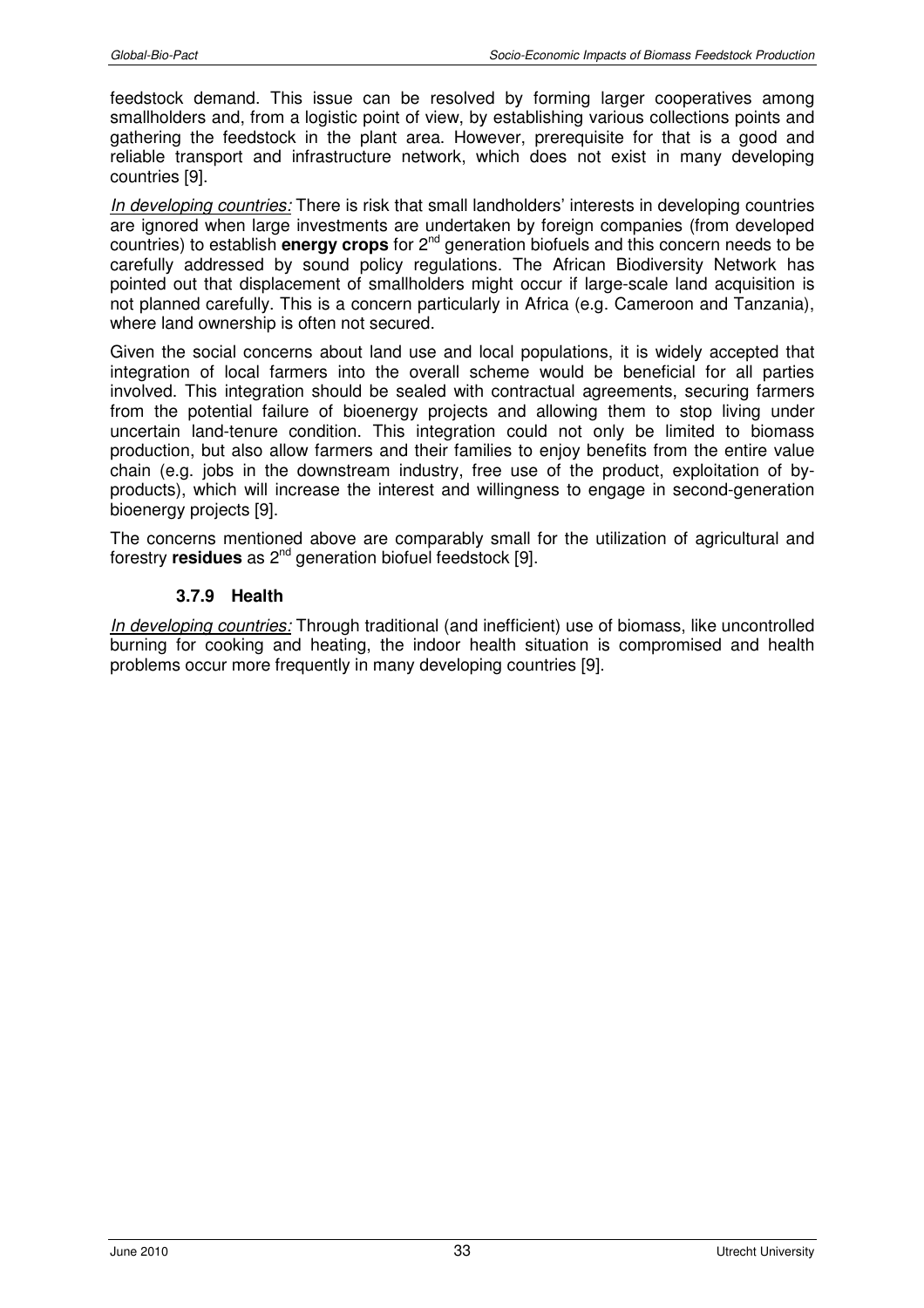feedstock demand. This issue can be resolved by forming larger cooperatives among smallholders and, from a logistic point of view, by establishing various collections points and gathering the feedstock in the plant area. However, prerequisite for that is a good and reliable transport and infrastructure network, which does not exist in many developing countries [9].

_In developing countries:_ There is risk that small landholders' interests in developing countries are ignored when large investments are undertaken by foreign companies (from developed countries) to establish **energy crops** for 2[nd] generation biofuels and this concern needs to be carefully addressed by sound policy regulations. The African Biodiversity Network has pointed out that displacement of smallholders might occur if large-scale land acquisition is not planned carefully. This is a concern particularly in Africa (e.g. Cameroon and Tanzania), where land ownership is often not secured.

Given the social concerns about land use and local populations, it is widely accepted that integration of local farmers into the overall scheme would be beneficial for all parties involved. This integration should be sealed with contractual agreements, securing farmers from the potential failure of bioenergy projects and allowing them to stop living under uncertain land-tenure condition. This integration could not only be limited to biomass production, but also allow farmers and their families to enjoy benefits from the entire value chain (e.g. jobs in the downstream industry, free use of the product, exploitation of by-products), which will increase the interest and willingness to engage in second-generation bioenergy projects [9].

The concerns mentioned above are comparably small for the utilization of agricultural and forestry **residues** as 2[nd] generation biofuel feedstock [9].

### 3.7.9 Health

_In developing countries:_ Through traditional (and inefficient) use of biomass, like uncontrolled burning for cooking and heating, the indoor health situation is compromised and health problems occur more frequently in many developing countries [9].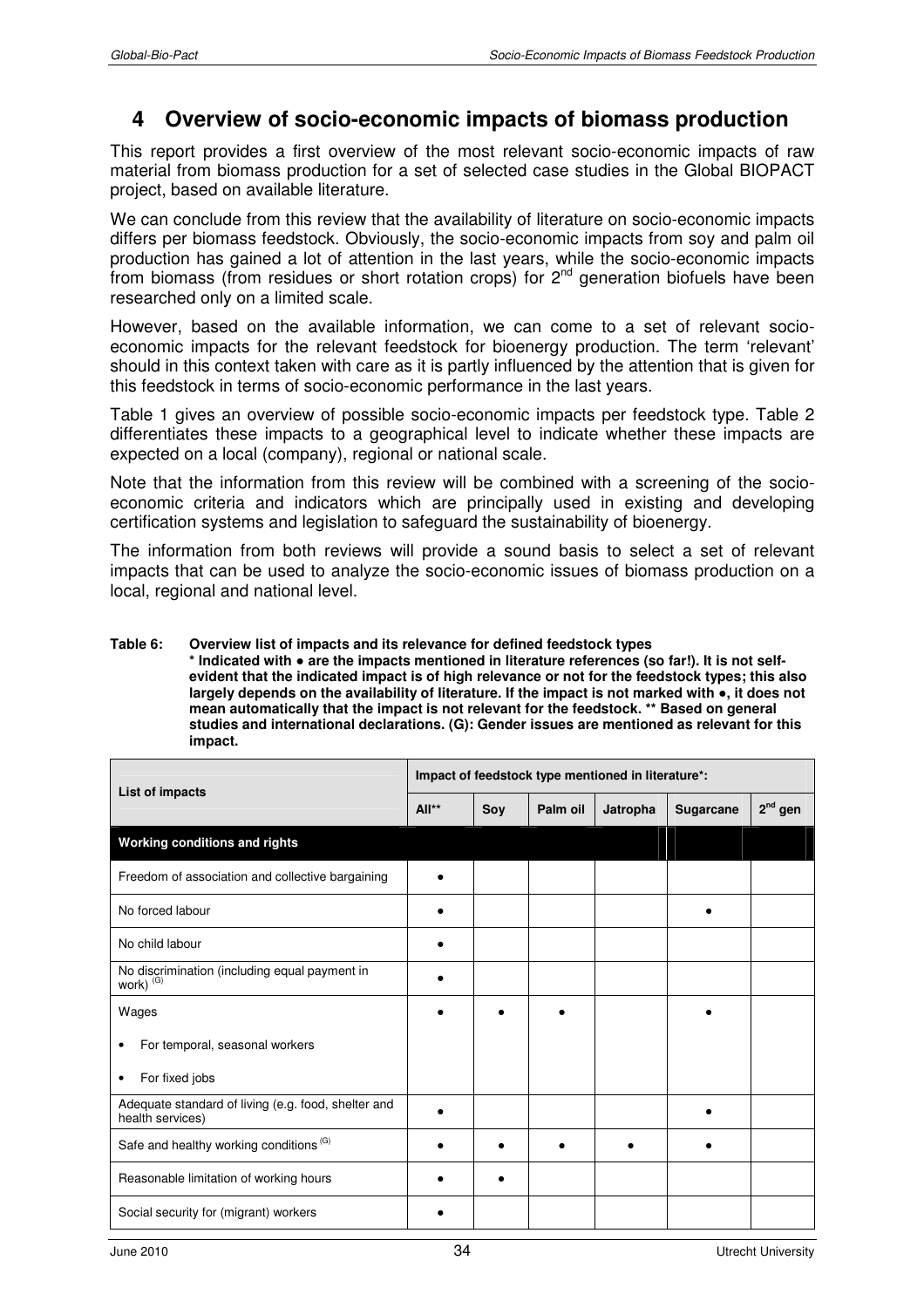# 4 Overview of socio-economic impacts of biomass production

This report provides a first overview of the most relevant socio-economic impacts of raw material from biomass production for a set of selected case studies in the Global BIOPACT project, based on available literature.

We can conclude from this review that the availability of literature on socio-economic impacts differs per biomass feedstock. Obviously, the socio-economic impacts from soy and palm oil production has gained a lot of attention in the last years, while the socio-economic impacts from biomass (from residues or short rotation crops) for 2[nd] generation biofuels have been researched only on a limited scale.

However, based on the available information, we can come to a set of relevant socio-economic impacts for the relevant feedstock for bioenergy production. The term 'relevant' should in this context taken with care as it is partly influenced by the attention that is given for this feedstock in terms of socio-economic performance in the last years.

Table 1 gives an overview of possible socio-economic impacts per feedstock type. Table 2 differentiates these impacts to a geographical level to indicate whether these impacts are expected on a local (company), regional or national scale.

Note that the information from this review will be combined with a screening of the socio-economic criteria and indicators which are principally used in existing and developing certification systems and legislation to safeguard the sustainability of bioenergy.

The information from both reviews will provide a sound basis to select a set of relevant impacts that can be used to analyze the socio-economic issues of biomass production on a local, regional and national level.

**Table 6: Overview list of impacts and its relevance for defined feedstock types**
**\* Indicated with ● are the impacts mentioned in literature references (so far!). It is not self-evident that the indicated impact is of high relevance or not for the feedstock types; this also largely depends on the availability of literature. If the impact is not marked with ●, it does not mean automatically that the impact is not relevant for the feedstock. \*\* Based on general studies and international declarations. (G): Gender issues are mentioned as relevant for this impact.**

| List of impacts | Impact of feedstock type mentioned in literature*: | | | | | |
|---|---|---|---|---|---|---|
| | All** | Soy | Palm oil | Jatropha | Sugarcane | 2[nd] gen |
| **Working conditions and rights** | | | | | | |
| Freedom of association and collective bargaining | ● | | | | | |
| No forced labour | ● | | | | ● | |
| No child labour | ● | | | | | |
| No discrimination (including equal payment in work) (G) | ● | | | | | |
| Wages<br>• For temporal, seasonal workers<br>• For fixed jobs | ● | ● | ● | | ● | |
| Adequate standard of living (e.g. food, shelter and health services) | ● | | | | ● | |
| Safe and healthy working conditions (G) | ● | ● | ● | ● | ● | |
| Reasonable limitation of working hours | ● | ● | | | | |
| Social security for (migrant) workers | ● | | | | | |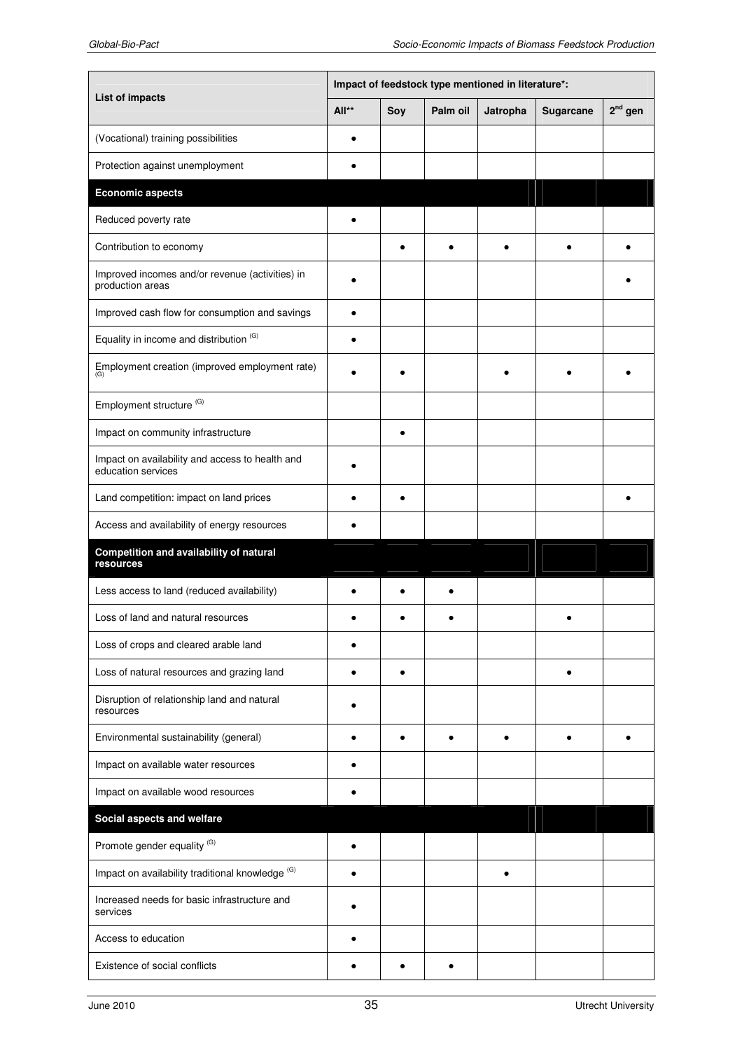| List of impacts | Impact of feedstock type mentioned in literature*: | | | | | |
|---|---|---|---|---|---|---|
| | All** | Soy | Palm oil | Jatropha | Sugarcane | $2^{nd}$ gen |
| (Vocational) training possibilities | • | | | | | |
| Protection against unemployment | • | | | | | |
| **Economic aspects** | | | | | | |
| Reduced poverty rate | • | | | | | |
| Contribution to economy | | • | • | • | • | • |
| Improved incomes and/or revenue (activities) in production areas | • | | | | | • |
| Improved cash flow for consumption and savings | • | | | | | |
| Equality in income and distribution [(G)] | • | | | | | |
| Employment creation (improved employment rate) [(G)] | • | • | | • | • | • |
| Employment structure [(G)] | | | | | | |
| Impact on community infrastructure | | • | | | | |
| Impact on availability and access to health and education services | • | | | | | |
| Land competition: impact on land prices | • | • | | | | • |
| Access and availability of energy resources | • | | | | | |
| **Competition and availability of natural resources** | | | | | | |
| Less access to land (reduced availability) | • | • | • | | | |
| Loss of land and natural resources | • | • | • | | • | |
| Loss of crops and cleared arable land | • | | | | | |
| Loss of natural resources and grazing land | • | • | | | • | |
| Disruption of relationship land and natural resources | • | | | | | |
| Environmental sustainability (general) | • | • | • | • | • | • |
| Impact on available water resources | • | | | | | |
| Impact on available wood resources | • | | | | | |
| **Social aspects and welfare** | | | | | | |
| Promote gender equality [(G)] | • | | | | | |
| Impact on availability traditional knowledge [(G)] | • | | | • | | |
| Increased needs for basic infrastructure and services | • | | | | | |
| Access to education | • | | | | | |
| Existence of social conflicts | • | • | • | | | |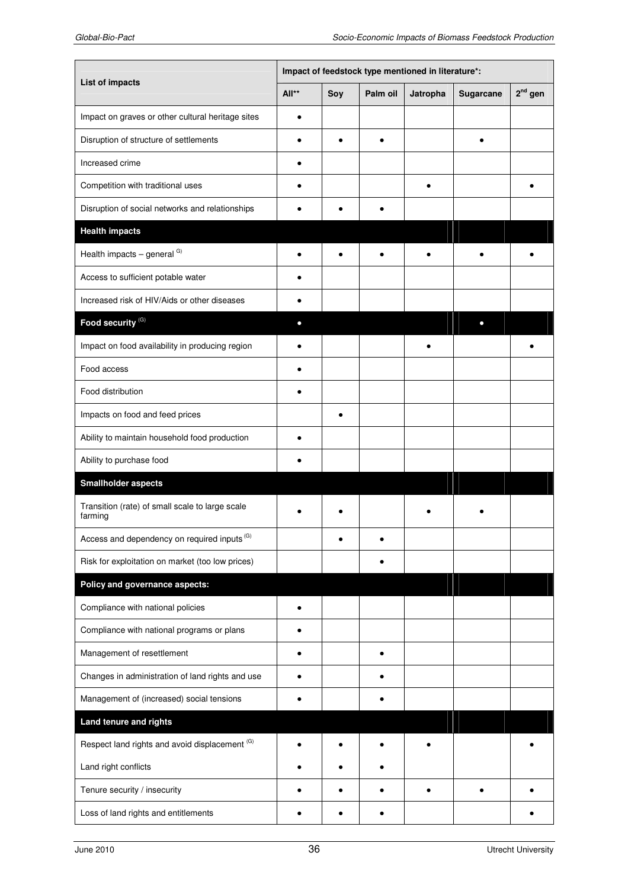| List of impacts | Impact of feedstock type mentioned in literature*: | | | | | |
|---|---|---|---|---|---|---|
| | All** | Soy | Palm oil | Jatropha | Sugarcane | 2nd gen |
| Impact on graves or other cultural heritage sites | • | | | | | |
| Disruption of structure of settlements | • | • | • | | • | |
| Increased crime | • | | | | | |
| Competition with traditional uses | • | | | • | | • |
| Disruption of social networks and relationships | • | • | • | | | |
| **Health impacts** | | | | | | |
| Health impacts – general (G) | • | • | • | • | • | • |
| Access to sufficient potable water | • | | | | | |
| Increased risk of HIV/Aids or other diseases | • | | | | | |
| **Food security (G)** | • | | | | • | |
| Impact on food availability in producing region | • | | | • | | • |
| Food access | • | | | | | |
| Food distribution | • | | | | | |
| Impacts on food and feed prices | | • | | | | |
| Ability to maintain household food production | • | | | | | |
| Ability to purchase food | • | | | | | |
| **Smallholder aspects** | | | | | | |
| Transition (rate) of small scale to large scale farming | • | • | | • | • | |
| Access and dependency on required inputs (G) | | • | • | | | |
| Risk for exploitation on market (too low prices) | | | • | | | |
| **Policy and governance aspects:** | | | | | | |
| Compliance with national policies | • | | | | | |
| Compliance with national programs or plans | • | | | | | |
| Management of resettlement | • | | • | | | |
| Changes in administration of land rights and use | • | | • | | | |
| Management of (increased) social tensions | • | | • | | | |
| **Land tenure and rights** | | | | | | |
| Respect land rights and avoid displacement (G) | • | • | • | • | | • |
| Land right conflicts | • | • | • | | | |
| Tenure security / insecurity | • | • | • | • | • | • |
| Loss of land rights and entitlements | • | • | • | | | • |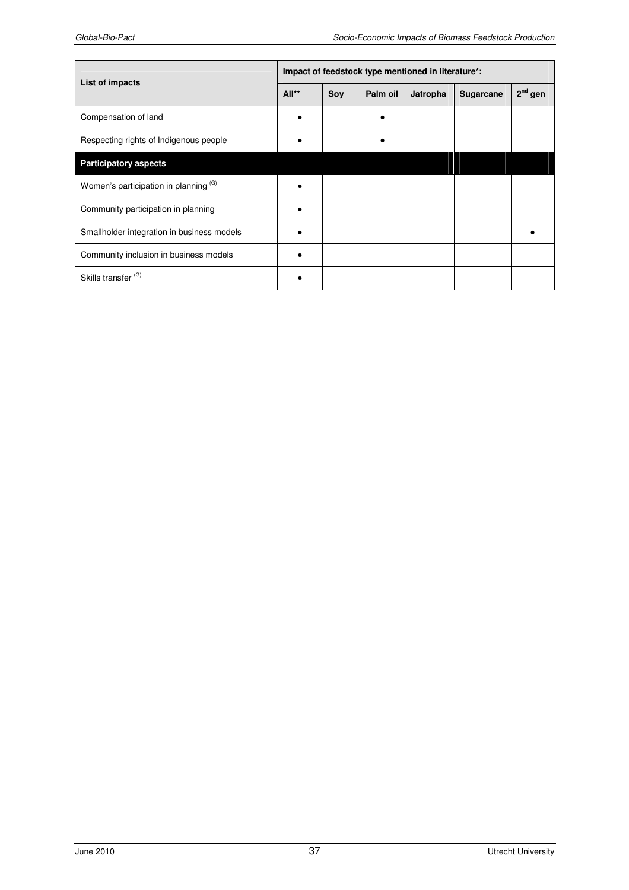| List of impacts | Impact of feedstock type mentioned in literature*: | | | | | |
|---|---|---|---|---|---|---|
| | All** | Soy | Palm oil | Jatropha | Sugarcane | 2nd gen |
| Compensation of land | • | | • | | | |
| Respecting rights of Indigenous people | • | | • | | | |
| **Participatory aspects** | | | | | | |
| Women's participation in planning (G) | • | | | | | |
| Community participation in planning | • | | | | | |
| Smallholder integration in business models | • | | | | | • |
| Community inclusion in business models | • | | | | | |
| Skills transfer (G) | • | | | | | |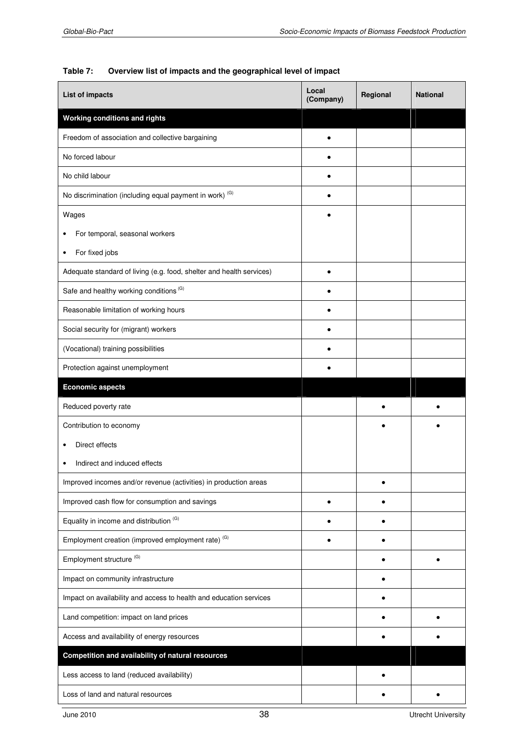**Table 7: Overview list of impacts and the geographical level of impact**

| List of impacts | Local (Company) | Regional | National |
|---|---|---|---|
| **Working conditions and rights** | | | |
| Freedom of association and collective bargaining | • | | |
| No forced labour | • | | |
| No child labour | • | | |
| No discrimination (including equal payment in work) [(G)] | • | | |
| Wages<br>• For temporal, seasonal workers<br>• For fixed jobs | • | | |
| Adequate standard of living (e.g. food, shelter and health services) | • | | |
| Safe and healthy working conditions [(G)] | • | | |
| Reasonable limitation of working hours | • | | |
| Social security for (migrant) workers | • | | |
| (Vocational) training possibilities | • | | |
| Protection against unemployment | • | | |
| **Economic aspects** | | | |
| Reduced poverty rate | | • | • |
| Contribution to economy<br>• Direct effects<br>• Indirect and induced effects | | • | • |
| Improved incomes and/or revenue (activities) in production areas | | • | |
| Improved cash flow for consumption and savings | • | • | |
| Equality in income and distribution [(G)] | • | • | |
| Employment creation (improved employment rate) [(G)] | • | • | |
| Employment structure [(G)] | | • | • |
| Impact on community infrastructure | | • | |
| Impact on availability and access to health and education services | | • | |
| Land competition: impact on land prices | | • | • |
| Access and availability of energy resources | | • | • |
| **Competition and availability of natural resources** | | | |
| Less access to land (reduced availability) | | • | |
| Loss of land and natural resources | | • | • |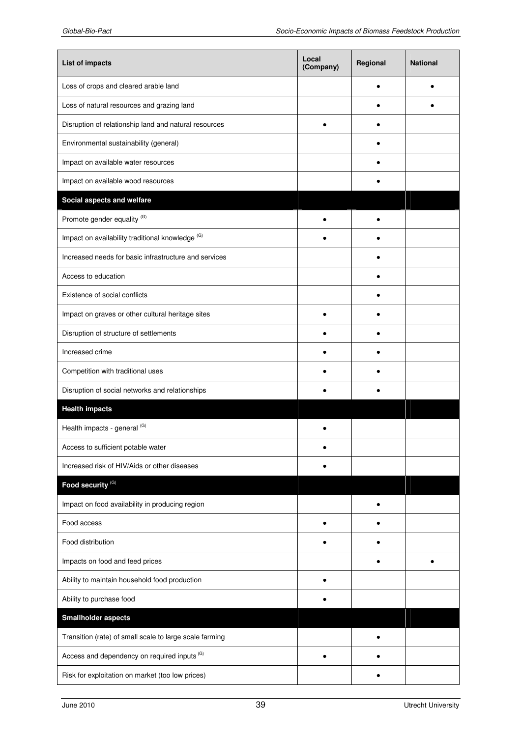| List of impacts | Local (Company) | Regional | National |
|---|---|---|---|
| Loss of crops and cleared arable land | | • | • |
| Loss of natural resources and grazing land | | • | • |
| Disruption of relationship land and natural resources | • | • | |
| Environmental sustainability (general) | | • | |
| Impact on available water resources | | • | |
| Impact on available wood resources | | • | |
| **Social aspects and welfare** | | | |
| Promote gender equality [(G)] | • | • | |
| Impact on availability traditional knowledge [(G)] | • | • | |
| Increased needs for basic infrastructure and services | | • | |
| Access to education | | • | |
| Existence of social conflicts | | • | |
| Impact on graves or other cultural heritage sites | • | • | |
| Disruption of structure of settlements | • | • | |
| Increased crime | • | • | |
| Competition with traditional uses | • | • | |
| Disruption of social networks and relationships | • | • | |
| **Health impacts** | | | |
| Health impacts - general [(G)] | • | | |
| Access to sufficient potable water | • | | |
| Increased risk of HIV/Aids or other diseases | • | | |
| **Food security [(G)]** | | | |
| Impact on food availability in producing region | | • | |
| Food access | • | • | |
| Food distribution | • | • | |
| Impacts on food and feed prices | | • | • |
| Ability to maintain household food production | • | | |
| Ability to purchase food | • | | |
| **Smallholder aspects** | | | |
| Transition (rate) of small scale to large scale farming | | • | |
| Access and dependency on required inputs [(G)] | • | • | |
| Risk for exploitation on market (too low prices) | | • | |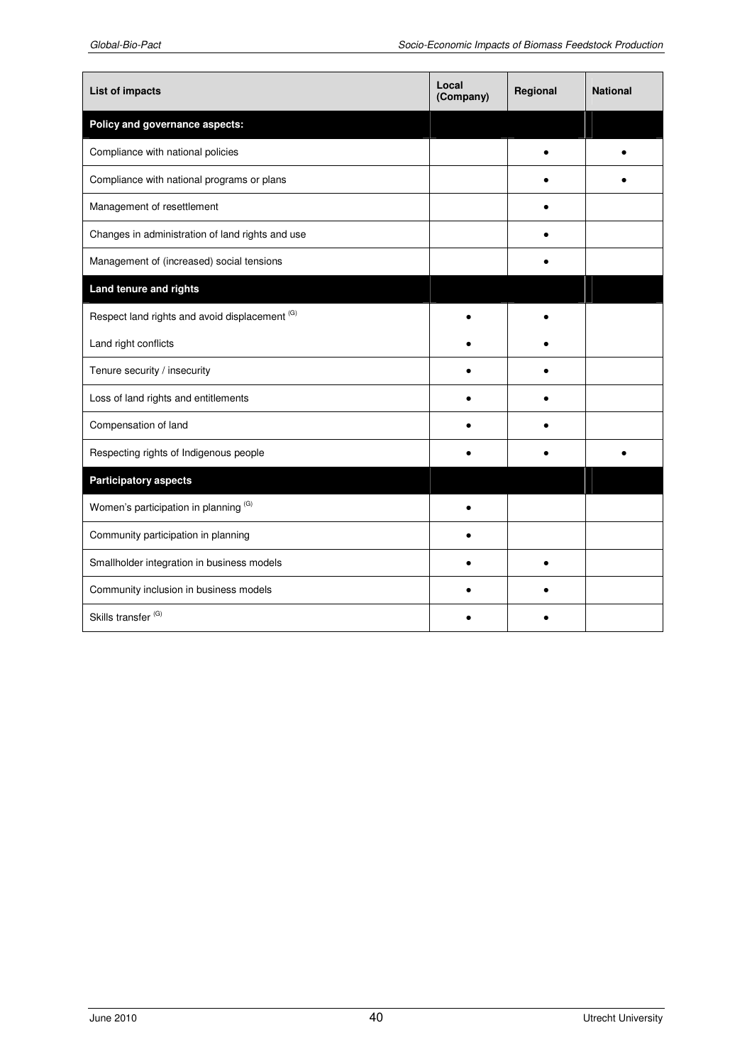| List of impacts | Local (Company) | Regional | National |
|---|---|---|---|
| **Policy and governance aspects:** | | | |
| Compliance with national policies | | • | • |
| Compliance with national programs or plans | | • | • |
| Management of resettlement | | • | |
| Changes in administration of land rights and use | | • | |
| Management of (increased) social tensions | | • | |
| **Land tenure and rights** | | | |
| Respect land rights and avoid displacement [(G)] | • | • | |
| Land right conflicts | • | • | |
| Tenure security / insecurity | • | • | |
| Loss of land rights and entitlements | • | • | |
| Compensation of land | • | • | |
| Respecting rights of Indigenous people | • | • | • |
| **Participatory aspects** | | | |
| Women's participation in planning [(G)] | • | | |
| Community participation in planning | • | | |
| Smallholder integration in business models | • | • | |
| Community inclusion in business models | • | • | |
| Skills transfer [(G)] | • | • | |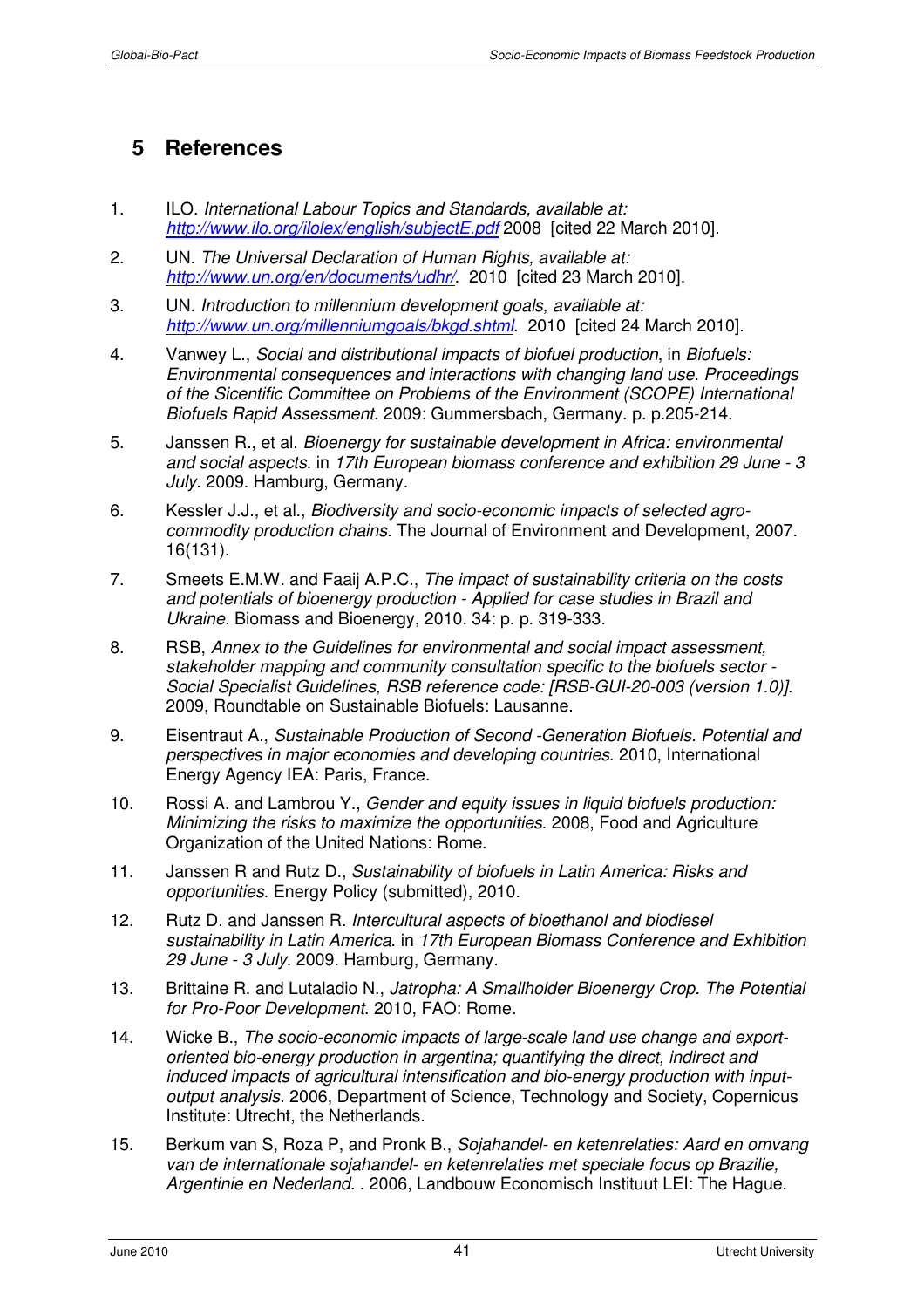# 5 References

1. ILO. *International Labour Topics and Standards, available at: http://www.ilo.org/ilolex/english/subjectE.pdf* 2008 [cited 22 March 2010].

2. UN. *The Universal Declaration of Human Rights, available at: http://www.un.org/en/documents/udhr/*. 2010 [cited 23 March 2010].

3. UN. *Introduction to millennium development goals, available at: http://www.un.org/millenniumgoals/bkgd.shtml*. 2010 [cited 24 March 2010].

4. Vanwey L., *Social and distributional impacts of biofuel production*, in *Biofuels: Environmental consequences and interactions with changing land use. Proceedings of the Sicentific Committee on Problems of the Environment (SCOPE) International Biofuels Rapid Assessment*. 2009: Gummersbach, Germany. p. p.205-214.

5. Janssen R., et al. *Bioenergy for sustainable development in Africa: environmental and social aspects*. in *17th European biomass conference and exhibition 29 June - 3 July*. 2009. Hamburg, Germany.

6. Kessler J.J., et al., *Biodiversity and socio-economic impacts of selected agro-commodity production chains*. The Journal of Environment and Development, 2007. 16(131).

7. Smeets E.M.W. and Faaij A.P.C., *The impact of sustainability criteria on the costs and potentials of bioenergy production - Applied for case studies in Brazil and Ukraine*. Biomass and Bioenergy, 2010. 34: p. p. 319-333.

8. RSB, *Annex to the Guidelines for environmental and social impact assessment, stakeholder mapping and community consultation specific to the biofuels sector - Social Specialist Guidelines, RSB reference code: [RSB-GUI-20-003 (version 1.0)]*. 2009, Roundtable on Sustainable Biofuels: Lausanne.

9. Eisentraut A., *Sustainable Production of Second -Generation Biofuels. Potential and perspectives in major economies and developing countries*. 2010, International Energy Agency IEA: Paris, France.

10. Rossi A. and Lambrou Y., *Gender and equity issues in liquid biofuels production: Minimizing the risks to maximize the opportunities*. 2008, Food and Agriculture Organization of the United Nations: Rome.

11. Janssen R and Rutz D., *Sustainability of biofuels in Latin America: Risks and opportunities*. Energy Policy (submitted), 2010.

12. Rutz D. and Janssen R. *Intercultural aspects of bioethanol and biodiesel sustainability in Latin America*. in *17th European Biomass Conference and Exhibition 29 June - 3 July*. 2009. Hamburg, Germany.

13. Brittaine R. and Lutaladio N., *Jatropha: A Smallholder Bioenergy Crop. The Potential for Pro-Poor Development*. 2010, FAO: Rome.

14. Wicke B., *The socio-economic impacts of large-scale land use change and export-oriented bio-energy production in argentina; quantifying the direct, indirect and induced impacts of agricultural intensification and bio-energy production with input-output analysis*. 2006, Department of Science, Technology and Society, Copernicus Institute: Utrecht, the Netherlands.

15. Berkum van S, Roza P, and Pronk B., *Sojahandel- en ketenrelaties: Aard en omvang van de internationale sojahandel- en ketenrelaties met speciale focus op Brazilie, Argentinie en Nederland.* . 2006, Landbouw Economisch Instituut LEI: The Hague.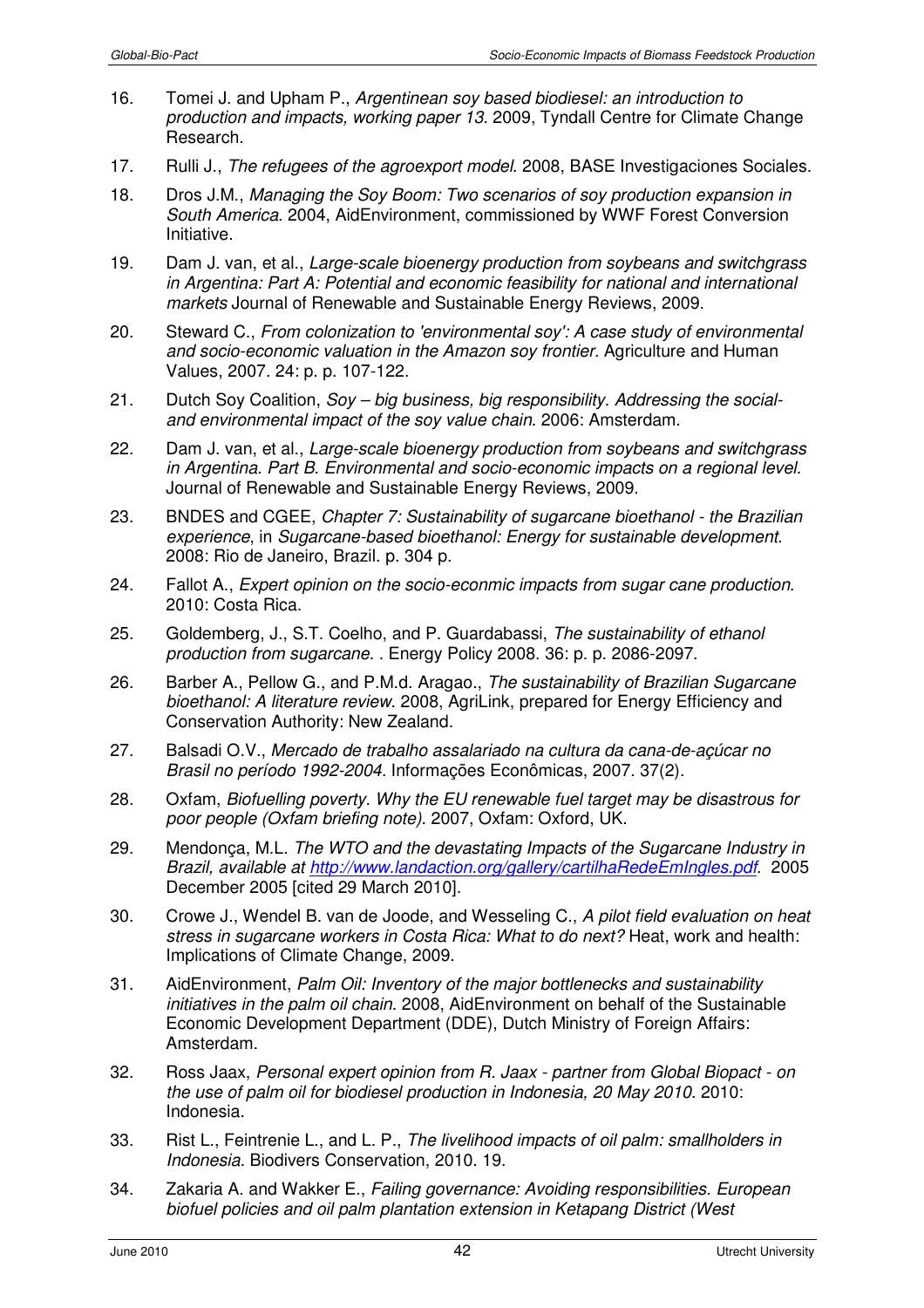16. Tomei J. and Upham P., *Argentinean soy based biodiesel: an introduction to production and impacts, working paper 13*. 2009, Tyndall Centre for Climate Change Research.

17. Rulli J., *The refugees of the agroexport model*. 2008, BASE Investigaciones Sociales.

18. Dros J.M., *Managing the Soy Boom: Two scenarios of soy production expansion in South America*. 2004, AidEnvironment, commissioned by WWF Forest Conversion Initiative.

19. Dam J. van, et al., *Large-scale bioenergy production from soybeans and switchgrass in Argentina: Part A: Potential and economic feasibility for national and international markets* Journal of Renewable and Sustainable Energy Reviews, 2009.

20. Steward C., *From colonization to 'environmental soy': A case study of environmental and socio-economic valuation in the Amazon soy frontier*. Agriculture and Human Values, 2007. 24: p. p. 107-122.

21. Dutch Soy Coalition, *Soy – big business, big responsibility. Addressing the social- and environmental impact of the soy value chain*. 2006: Amsterdam.

22. Dam J. van, et al., *Large-scale bioenergy production from soybeans and switchgrass in Argentina. Part B. Environmental and socio-economic impacts on a regional level*. Journal of Renewable and Sustainable Energy Reviews, 2009.

23. BNDES and CGEE, *Chapter 7: Sustainability of sugarcane bioethanol - the Brazilian experience*, in *Sugarcane-based bioethanol: Energy for sustainable development*. 2008: Rio de Janeiro, Brazil. p. 304 p.

24. Fallot A., *Expert opinion on the socio-econmic impacts from sugar cane production*. 2010: Costa Rica.

25. Goldemberg, J., S.T. Coelho, and P. Guardabassi, *The sustainability of ethanol production from sugarcane. .* Energy Policy 2008. 36: p. p. 2086-2097.

26. Barber A., Pellow G., and P.M.d. Aragao., *The sustainability of Brazilian Sugarcane bioethanol: A literature review*. 2008, AgriLink, prepared for Energy Efficiency and Conservation Authority: New Zealand.

27. Balsadi O.V., *Mercado de trabalho assalariado na cultura da cana-de-açúcar no Brasil no período 1992-2004*. Informações Econômicas, 2007. 37(2).

28. Oxfam, *Biofuelling poverty. Why the EU renewable fuel target may be disastrous for poor people (Oxfam briefing note)*. 2007, Oxfam: Oxford, UK.

29. Mendonça, M.L. *The WTO and the devastating Impacts of the Sugarcane Industry in Brazil, available at http://www.landaction.org/gallery/cartilhaRedeEmIngles.pdf*. 2005 December 2005 [cited 29 March 2010].

30. Crowe J., Wendel B. van de Joode, and Wesseling C., *A pilot field evaluation on heat stress in sugarcane workers in Costa Rica: What to do next?* Heat, work and health: Implications of Climate Change, 2009.

31. AidEnvironment, *Palm Oil: Inventory of the major bottlenecks and sustainability initiatives in the palm oil chain*. 2008, AidEnvironment on behalf of the Sustainable Economic Development Department (DDE), Dutch Ministry of Foreign Affairs: Amsterdam.

32. Ross Jaax, *Personal expert opinion from R. Jaax - partner from Global Biopact - on the use of palm oil for biodiesel production in Indonesia, 20 May 2010*. 2010: Indonesia.

33. Rist L., Feintrenie L., and L. P., *The livelihood impacts of oil palm: smallholders in Indonesia*. Biodivers Conservation, 2010. 19.

34. Zakaria A. and Wakker E., *Failing governance: Avoiding responsibilities. European biofuel policies and oil palm plantation extension in Ketapang District (West*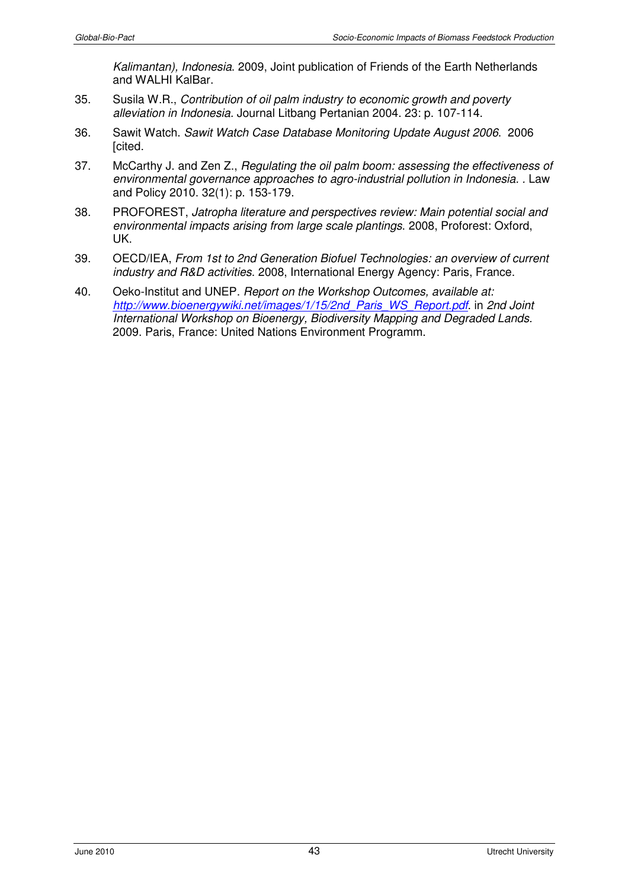*Kalimantan), Indonesia*. 2009, Joint publication of Friends of the Earth Netherlands and WALHI KalBar.

35. Susila W.R., *Contribution of oil palm industry to economic growth and poverty alleviation in Indonesia.* Journal Litbang Pertanian 2004. 23: p. 107-114.

36. Sawit Watch. *Sawit Watch Case Database Monitoring Update August 2006*. 2006 [cited.

37. McCarthy J. and Zen Z., *Regulating the oil palm boom: assessing the effectiveness of environmental governance approaches to agro-industrial pollution in Indonesia. .* Law and Policy 2010. 32(1): p. 153-179.

38. PROFOREST, *Jatropha literature and perspectives review: Main potential social and environmental impacts arising from large scale plantings*. 2008, Proforest: Oxford, UK.

39. OECD/IEA, *From 1st to 2nd Generation Biofuel Technologies: an overview of current industry and R&D activities*. 2008, International Energy Agency: Paris, France.

40. Oeko-Institut and UNEP. *Report on the Workshop Outcomes, available at: http://www.bioenergywiki.net/images/1/15/2nd_Paris_WS_Report.pdf*. in *2nd Joint International Workshop on Bioenergy, Biodiversity Mapping and Degraded Lands.* 2009. Paris, France: United Nations Environment Programm.